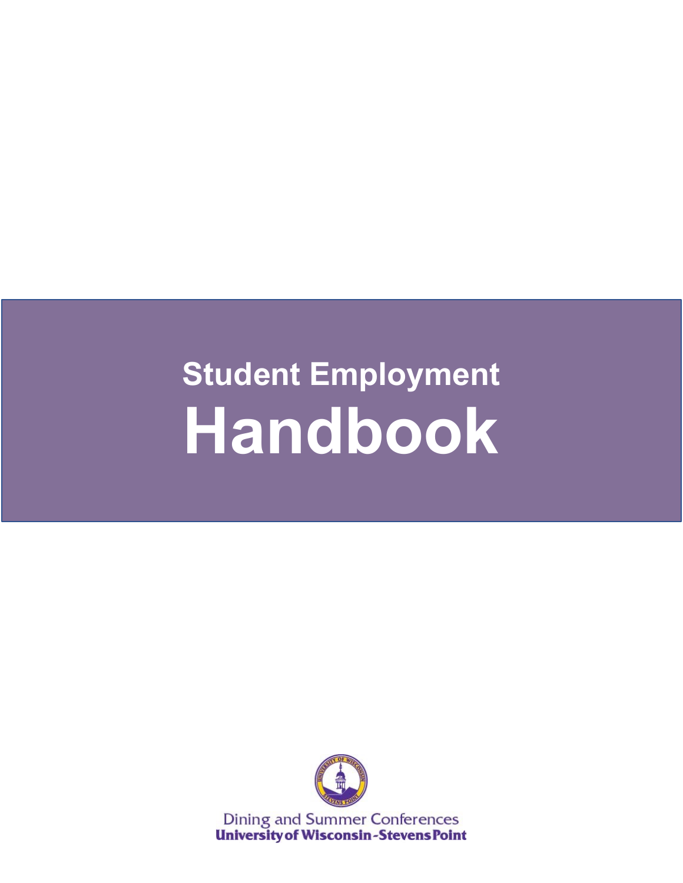# Student Employment Handbook

Dining and Summer Conferences
University of Wisconsin-Stevens Point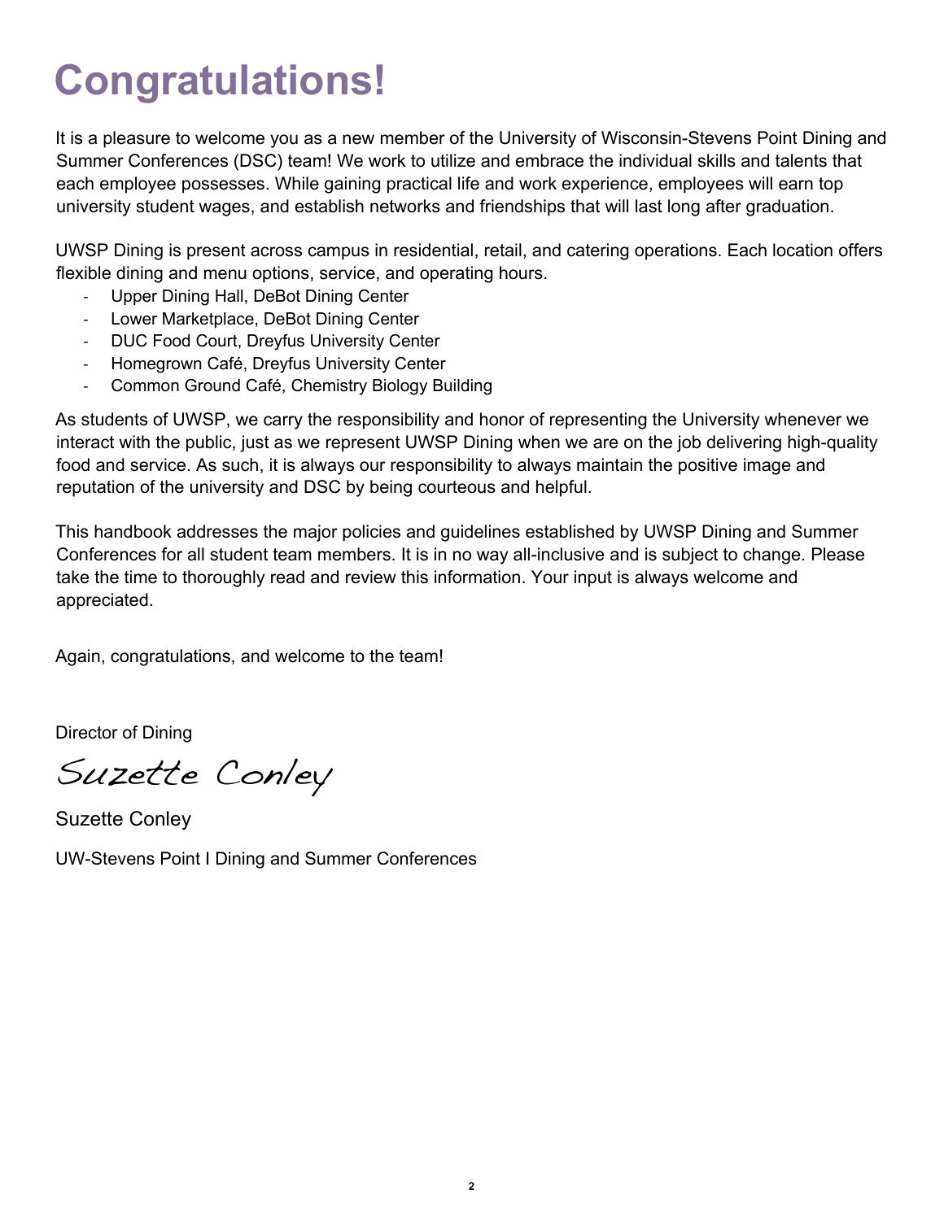# Congratulations!

It is a pleasure to welcome you as a new member of the University of Wisconsin-Stevens Point Dining and Summer Conferences (DSC) team! We work to utilize and embrace the individual skills and talents that each employee possesses. While gaining practical life and work experience, employees will earn top university student wages, and establish networks and friendships that will last long after graduation.

UWSP Dining is present across campus in residential, retail, and catering operations. Each location offers flexible dining and menu options, service, and operating hours.

- Upper Dining Hall, DeBot Dining Center
- Lower Marketplace, DeBot Dining Center
- DUC Food Court, Dreyfus University Center
- Homegrown Café, Dreyfus University Center
- Common Ground Café, Chemistry Biology Building

As students of UWSP, we carry the responsibility and honor of representing the University whenever we interact with the public, just as we represent UWSP Dining when we are on the job delivering high-quality food and service. As such, it is always our responsibility to always maintain the positive image and reputation of the university and DSC by being courteous and helpful.

This handbook addresses the major policies and guidelines established by UWSP Dining and Summer Conferences for all student team members. It is in no way all-inclusive and is subject to change. Please take the time to thoroughly read and review this information. Your input is always welcome and appreciated.

Again, congratulations, and welcome to the team!

Director of Dining

*Suzette Conley*

Suzette Conley

UW-Stevens Point I Dining and Summer Conferences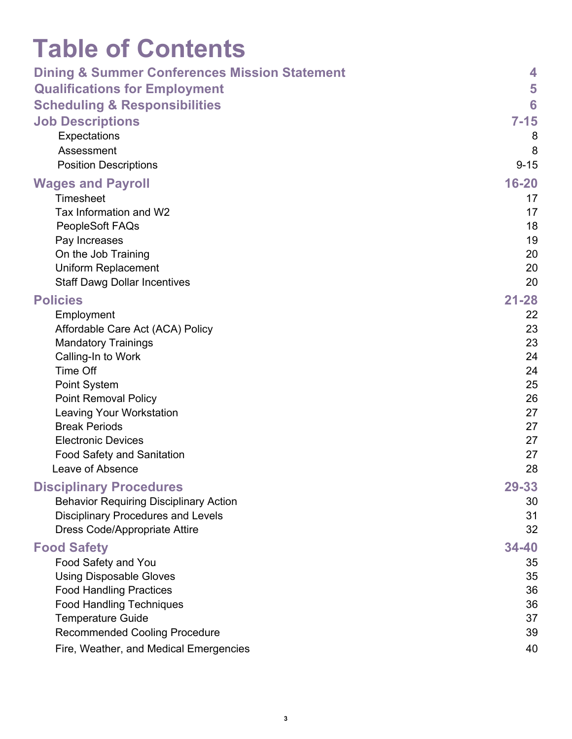# Table of Contents

| Section | Page |
|---|---|
| **Dining & Summer Conferences Mission Statement** | **4** |
| **Qualifications for Employment** | **5** |
| **Scheduling & Responsibilities** | **6** |
| **Job Descriptions** | **7-15** |
| Expectations | 8 |
| Assessment | 8 |
| Position Descriptions | 9-15 |
| **Wages and Payroll** | **16-20** |
| Timesheet | 17 |
| Tax Information and W2 | 17 |
| PeopleSoft FAQs | 18 |
| Pay Increases | 19 |
| On the Job Training | 20 |
| Uniform Replacement | 20 |
| Staff Dawg Dollar Incentives | 20 |
| **Policies** | **21-28** |
| Employment | 22 |
| Affordable Care Act (ACA) Policy | 23 |
| Mandatory Trainings | 23 |
| Calling-In to Work | 24 |
| Time Off | 24 |
| Point System | 25 |
| Point Removal Policy | 26 |
| Leaving Your Workstation | 27 |
| Break Periods | 27 |
| Electronic Devices | 27 |
| Food Safety and Sanitation | 27 |
| Leave of Absence | 28 |
| **Disciplinary Procedures** | **29-33** |
| Behavior Requiring Disciplinary Action | 30 |
| Disciplinary Procedures and Levels | 31 |
| Dress Code/Appropriate Attire | 32 |
| **Food Safety** | **34-40** |
| Food Safety and You | 35 |
| Using Disposable Gloves | 35 |
| Food Handling Practices | 36 |
| Food Handling Techniques | 36 |
| Temperature Guide | 37 |
| Recommended Cooling Procedure | 39 |
| Fire, Weather, and Medical Emergencies | 40 |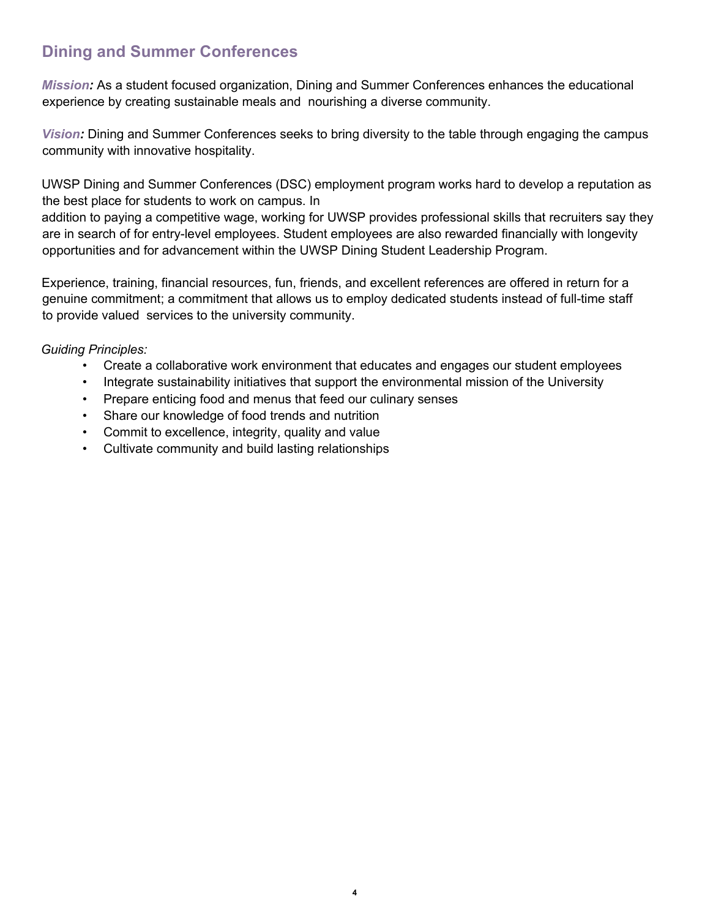## Dining and Summer Conferences

***Mission:*** As a student focused organization, Dining and Summer Conferences enhances the educational experience by creating sustainable meals and nourishing a diverse community.

***Vision:*** Dining and Summer Conferences seeks to bring diversity to the table through engaging the campus community with innovative hospitality.

UWSP Dining and Summer Conferences (DSC) employment program works hard to develop a reputation as the best place for students to work on campus. In addition to paying a competitive wage, working for UWSP provides professional skills that recruiters say they are in search of for entry-level employees. Student employees are also rewarded financially with longevity opportunities and for advancement within the UWSP Dining Student Leadership Program.

Experience, training, financial resources, fun, friends, and excellent references are offered in return for a genuine commitment; a commitment that allows us to employ dedicated students instead of full-time staff to provide valued services to the university community.

*Guiding Principles:*

- Create a collaborative work environment that educates and engages our student employees
- Integrate sustainability initiatives that support the environmental mission of the University
- Prepare enticing food and menus that feed our culinary senses
- Share our knowledge of food trends and nutrition
- Commit to excellence, integrity, quality and value
- Cultivate community and build lasting relationships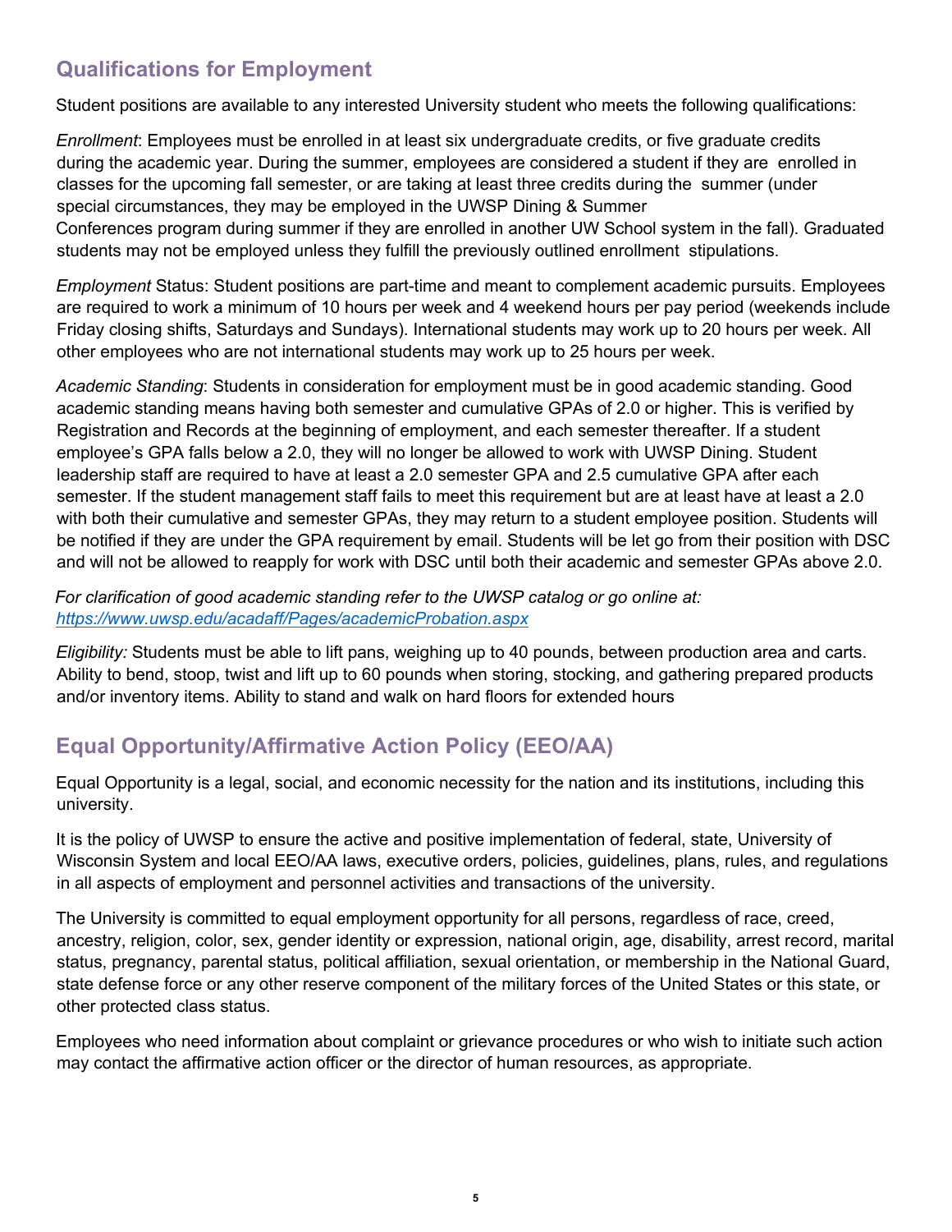## Qualifications for Employment

Student positions are available to any interested University student who meets the following qualifications:

*Enrollment*: Employees must be enrolled in at least six undergraduate credits, or five graduate credits during the academic year. During the summer, employees are considered a student if they are enrolled in classes for the upcoming fall semester, or are taking at least three credits during the summer (under special circumstances, they may be employed in the UWSP Dining & Summer Conferences program during summer if they are enrolled in another UW School system in the fall). Graduated students may not be employed unless they fulfill the previously outlined enrollment stipulations.

*Employment* Status: Student positions are part-time and meant to complement academic pursuits. Employees are required to work a minimum of 10 hours per week and 4 weekend hours per pay period (weekends include Friday closing shifts, Saturdays and Sundays). International students may work up to 20 hours per week. All other employees who are not international students may work up to 25 hours per week.

*Academic Standing*: Students in consideration for employment must be in good academic standing. Good academic standing means having both semester and cumulative GPAs of 2.0 or higher. This is verified by Registration and Records at the beginning of employment, and each semester thereafter. If a student employee's GPA falls below a 2.0, they will no longer be allowed to work with UWSP Dining. Student leadership staff are required to have at least a 2.0 semester GPA and 2.5 cumulative GPA after each semester. If the student management staff fails to meet this requirement but are at least have at least a 2.0 with both their cumulative and semester GPAs, they may return to a student employee position. Students will be notified if they are under the GPA requirement by email. Students will be let go from their position with DSC and will not be allowed to reapply for work with DSC until both their academic and semester GPAs above 2.0.

*For clarification of good academic standing refer to the UWSP catalog or go online at: https://www.uwsp.edu/acadaff/Pages/academicProbation.aspx*

*Eligibility:* Students must be able to lift pans, weighing up to 40 pounds, between production area and carts. Ability to bend, stoop, twist and lift up to 60 pounds when storing, stocking, and gathering prepared products and/or inventory items. Ability to stand and walk on hard floors for extended hours

## Equal Opportunity/Affirmative Action Policy (EEO/AA)

Equal Opportunity is a legal, social, and economic necessity for the nation and its institutions, including this university.

It is the policy of UWSP to ensure the active and positive implementation of federal, state, University of Wisconsin System and local EEO/AA laws, executive orders, policies, guidelines, plans, rules, and regulations in all aspects of employment and personnel activities and transactions of the university.

The University is committed to equal employment opportunity for all persons, regardless of race, creed, ancestry, religion, color, sex, gender identity or expression, national origin, age, disability, arrest record, marital status, pregnancy, parental status, political affiliation, sexual orientation, or membership in the National Guard, state defense force or any other reserve component of the military forces of the United States or this state, or other protected class status.

Employees who need information about complaint or grievance procedures or who wish to initiate such action may contact the affirmative action officer or the director of human resources, as appropriate.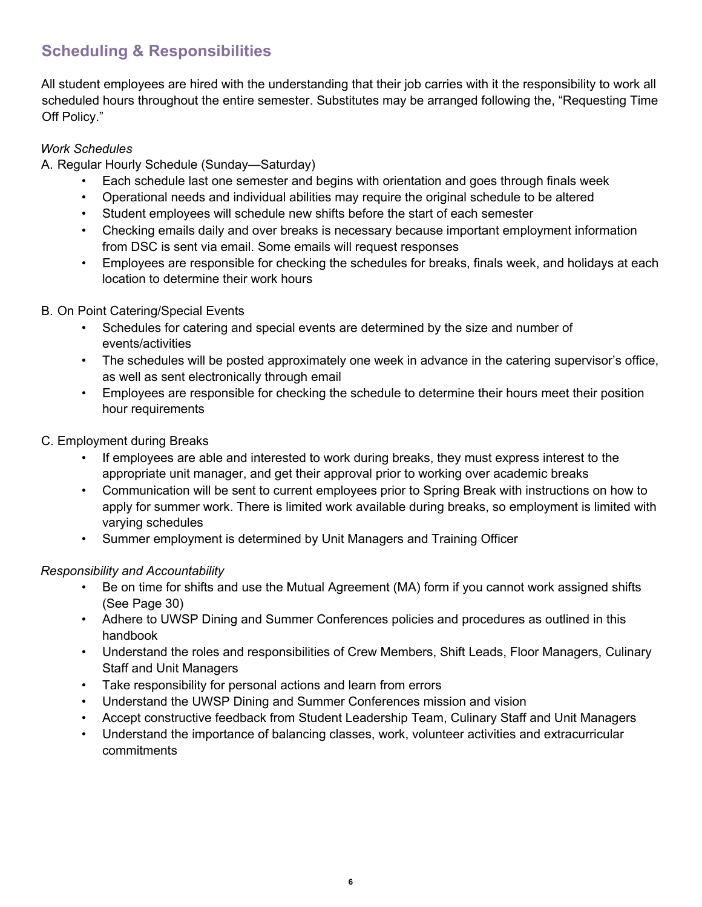## Scheduling & Responsibilities

All student employees are hired with the understanding that their job carries with it the responsibility to work all scheduled hours throughout the entire semester. Substitutes may be arranged following the, "Requesting Time Off Policy."

*Work Schedules*

A. Regular Hourly Schedule (Sunday—Saturday)

- Each schedule last one semester and begins with orientation and goes through finals week
- Operational needs and individual abilities may require the original schedule to be altered
- Student employees will schedule new shifts before the start of each semester
- Checking emails daily and over breaks is necessary because important employment information from DSC is sent via email. Some emails will request responses
- Employees are responsible for checking the schedules for breaks, finals week, and holidays at each location to determine their work hours

B. On Point Catering/Special Events

- Schedules for catering and special events are determined by the size and number of events/activities
- The schedules will be posted approximately one week in advance in the catering supervisor's office, as well as sent electronically through email
- Employees are responsible for checking the schedule to determine their hours meet their position hour requirements

C. Employment during Breaks

- If employees are able and interested to work during breaks, they must express interest to the appropriate unit manager, and get their approval prior to working over academic breaks
- Communication will be sent to current employees prior to Spring Break with instructions on how to apply for summer work. There is limited work available during breaks, so employment is limited with varying schedules
- Summer employment is determined by Unit Managers and Training Officer

*Responsibility and Accountability*

- Be on time for shifts and use the Mutual Agreement (MA) form if you cannot work assigned shifts (See Page 30)
- Adhere to UWSP Dining and Summer Conferences policies and procedures as outlined in this handbook
- Understand the roles and responsibilities of Crew Members, Shift Leads, Floor Managers, Culinary Staff and Unit Managers
- Take responsibility for personal actions and learn from errors
- Understand the UWSP Dining and Summer Conferences mission and vision
- Accept constructive feedback from Student Leadership Team, Culinary Staff and Unit Managers
- Understand the importance of balancing classes, work, volunteer activities and extracurricular commitments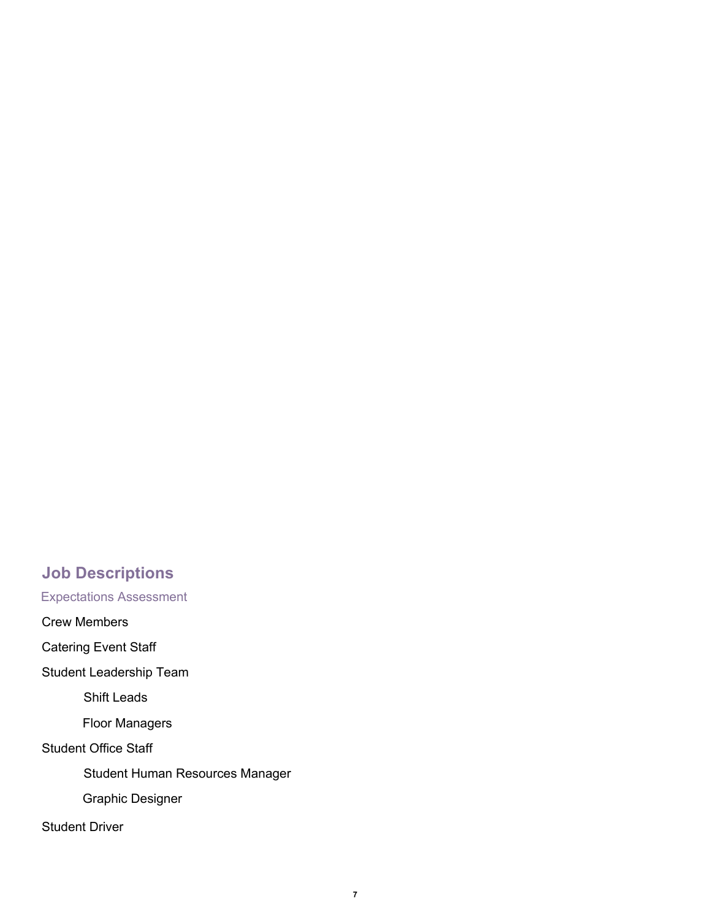## Job Descriptions

### Expectations Assessment

Crew Members

Catering Event Staff

Student Leadership Team

- Shift Leads
- Floor Managers

Student Office Staff

- Student Human Resources Manager
- Graphic Designer

Student Driver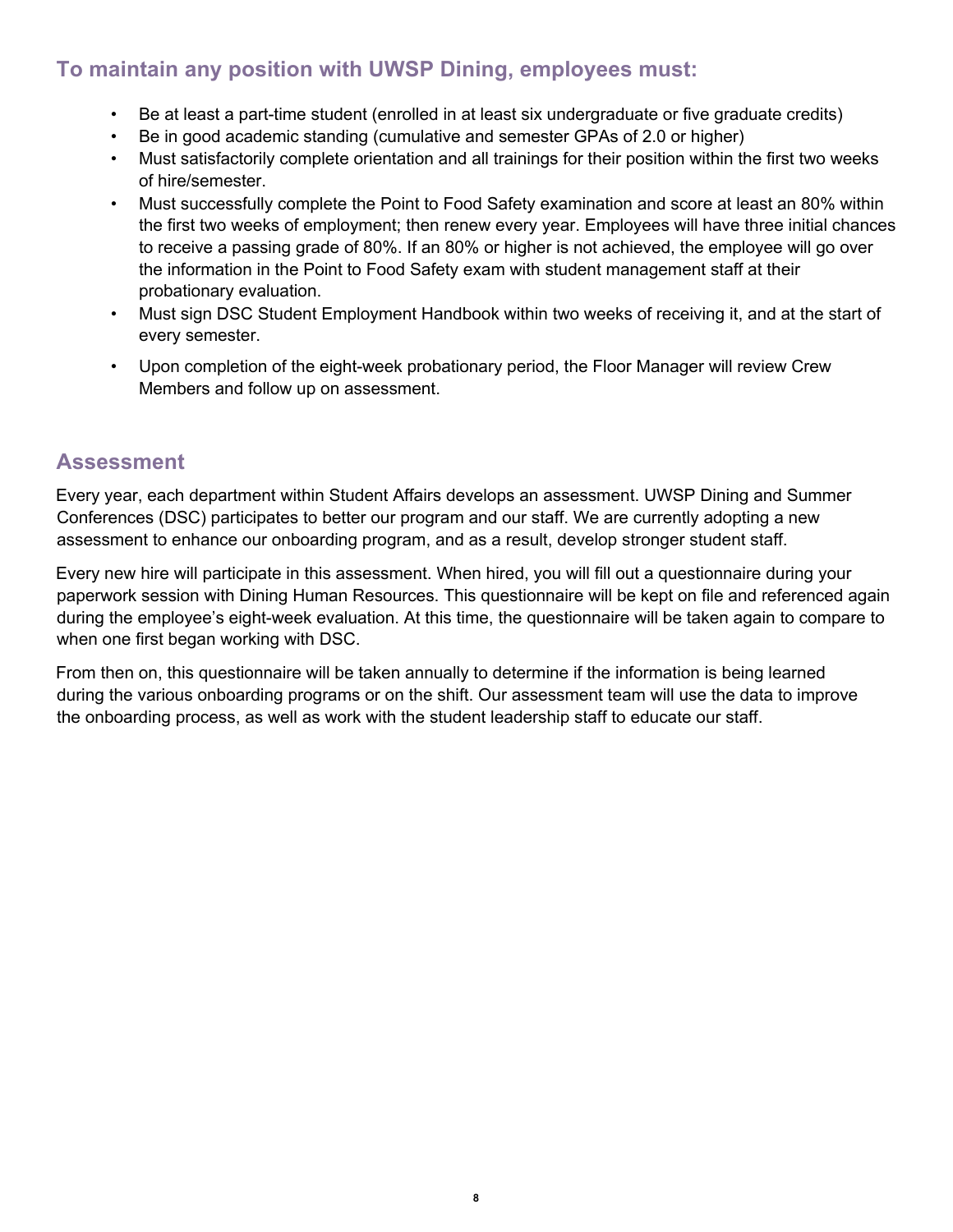## To maintain any position with UWSP Dining, employees must:

- Be at least a part-time student (enrolled in at least six undergraduate or five graduate credits)
- Be in good academic standing (cumulative and semester GPAs of 2.0 or higher)
- Must satisfactorily complete orientation and all trainings for their position within the first two weeks of hire/semester.
- Must successfully complete the Point to Food Safety examination and score at least an 80% within the first two weeks of employment; then renew every year. Employees will have three initial chances to receive a passing grade of 80%. If an 80% or higher is not achieved, the employee will go over the information in the Point to Food Safety exam with student management staff at their probationary evaluation.
- Must sign DSC Student Employment Handbook within two weeks of receiving it, and at the start of every semester.
- Upon completion of the eight-week probationary period, the Floor Manager will review Crew Members and follow up on assessment.

## Assessment

Every year, each department within Student Affairs develops an assessment. UWSP Dining and Summer Conferences (DSC) participates to better our program and our staff. We are currently adopting a new assessment to enhance our onboarding program, and as a result, develop stronger student staff.

Every new hire will participate in this assessment. When hired, you will fill out a questionnaire during your paperwork session with Dining Human Resources. This questionnaire will be kept on file and referenced again during the employee's eight-week evaluation. At this time, the questionnaire will be taken again to compare to when one first began working with DSC.

From then on, this questionnaire will be taken annually to determine if the information is being learned during the various onboarding programs or on the shift. Our assessment team will use the data to improve the onboarding process, as well as work with the student leadership staff to educate our staff.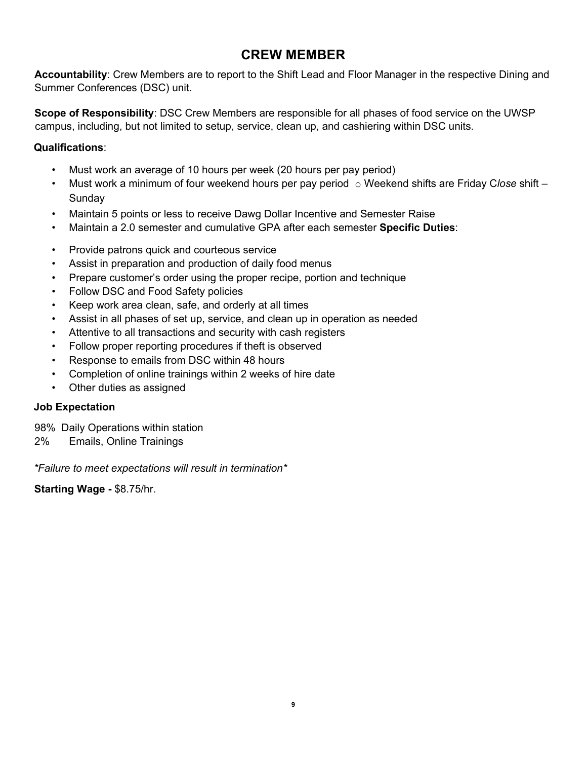# CREW MEMBER

**Accountability**: Crew Members are to report to the Shift Lead and Floor Manager in the respective Dining and Summer Conferences (DSC) unit.

**Scope of Responsibility**: DSC Crew Members are responsible for all phases of food service on the UWSP campus, including, but not limited to setup, service, clean up, and cashiering within DSC units.

**Qualifications**:

- Must work an average of 10 hours per week (20 hours per pay period)
- Must work a minimum of four weekend hours per pay period
  - Weekend shifts are Friday C*lose* shift – Sunday
- Maintain 5 points or less to receive Dawg Dollar Incentive and Semester Raise
- Maintain a 2.0 semester and cumulative GPA after each semester

**Specific Duties**:

- Provide patrons quick and courteous service
- Assist in preparation and production of daily food menus
- Prepare customer's order using the proper recipe, portion and technique
- Follow DSC and Food Safety policies
- Keep work area clean, safe, and orderly at all times
- Assist in all phases of set up, service, and clean up in operation as needed
- Attentive to all transactions and security with cash registers
- Follow proper reporting procedures if theft is observed
- Response to emails from DSC within 48 hours
- Completion of online trainings within 2 weeks of hire date
- Other duties as assigned

**Job Expectation**

98% Daily Operations within station
2% Emails, Online Trainings

*\*Failure to meet expectations will result in termination\**

**Starting Wage -** $8.75/hr.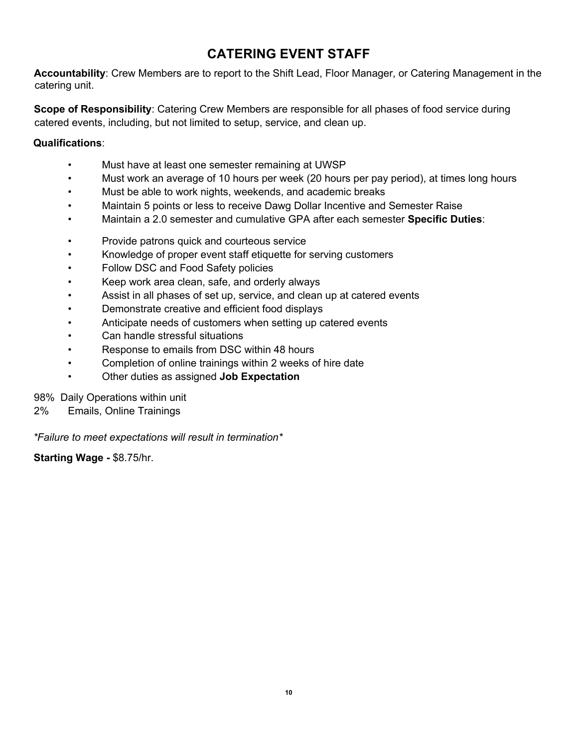# CATERING EVENT STAFF

**Accountability**: Crew Members are to report to the Shift Lead, Floor Manager, or Catering Management in the catering unit.

**Scope of Responsibility**: Catering Crew Members are responsible for all phases of food service during catered events, including, but not limited to setup, service, and clean up.

**Qualifications**:

- Must have at least one semester remaining at UWSP
- Must work an average of 10 hours per week (20 hours per pay period), at times long hours
- Must be able to work nights, weekends, and academic breaks
- Maintain 5 points or less to receive Dawg Dollar Incentive and Semester Raise
- Maintain a 2.0 semester and cumulative GPA after each semester

**Specific Duties**:

- Provide patrons quick and courteous service
- Knowledge of proper event staff etiquette for serving customers
- Follow DSC and Food Safety policies
- Keep work area clean, safe, and orderly always
- Assist in all phases of set up, service, and clean up at catered events
- Demonstrate creative and efficient food displays
- Anticipate needs of customers when setting up catered events
- Can handle stressful situations
- Response to emails from DSC within 48 hours
- Completion of online trainings within 2 weeks of hire date
- Other duties as assigned

**Job Expectation**

98% Daily Operations within unit
2% Emails, Online Trainings

*Failure to meet expectations will result in termination*

**Starting Wage -** $8.75/hr.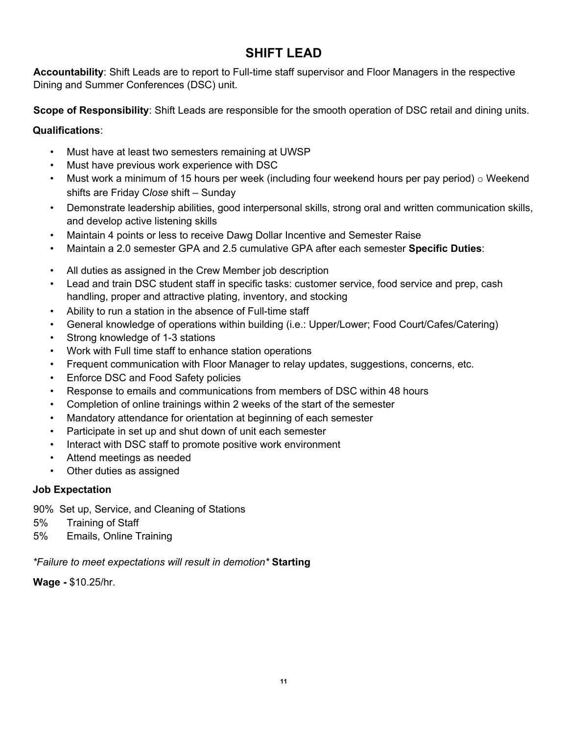# SHIFT LEAD

**Accountability**: Shift Leads are to report to Full-time staff supervisor and Floor Managers in the respective Dining and Summer Conferences (DSC) unit.

**Scope of Responsibility**: Shift Leads are responsible for the smooth operation of DSC retail and dining units.

**Qualifications**:

- Must have at least two semesters remaining at UWSP
- Must have previous work experience with DSC
- Must work a minimum of 15 hours per week (including four weekend hours per pay period) ○ Weekend shifts are Friday C*lose* shift – Sunday
- Demonstrate leadership abilities, good interpersonal skills, strong oral and written communication skills, and develop active listening skills
- Maintain 4 points or less to receive Dawg Dollar Incentive and Semester Raise
- Maintain a 2.0 semester GPA and 2.5 cumulative GPA after each semester **Specific Duties**:

- All duties as assigned in the Crew Member job description
- Lead and train DSC student staff in specific tasks: customer service, food service and prep, cash handling, proper and attractive plating, inventory, and stocking
- Ability to run a station in the absence of Full-time staff
- General knowledge of operations within building (i.e.: Upper/Lower; Food Court/Cafes/Catering)
- Strong knowledge of 1-3 stations
- Work with Full time staff to enhance station operations
- Frequent communication with Floor Manager to relay updates, suggestions, concerns, etc.
- Enforce DSC and Food Safety policies
- Response to emails and communications from members of DSC within 48 hours
- Completion of online trainings within 2 weeks of the start of the semester
- Mandatory attendance for orientation at beginning of each semester
- Participate in set up and shut down of unit each semester
- Interact with DSC staff to promote positive work environment
- Attend meetings as needed
- Other duties as assigned

**Job Expectation**

90% Set up, Service, and Cleaning of Stations
5% Training of Staff
5% Emails, Online Training

*\*Failure to meet expectations will result in demotion\** **Starting**

**Wage -** $10.25/hr.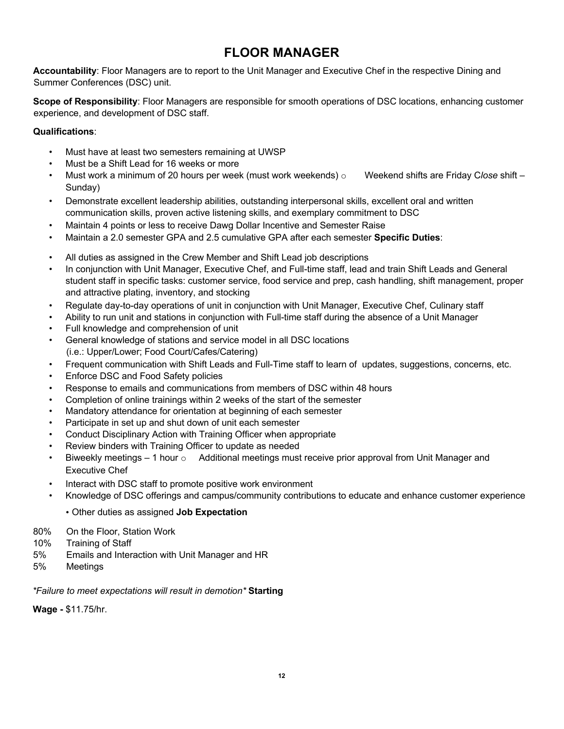# FLOOR MANAGER

**Accountability**: Floor Managers are to report to the Unit Manager and Executive Chef in the respective Dining and Summer Conferences (DSC) unit.

**Scope of Responsibility**: Floor Managers are responsible for smooth operations of DSC locations, enhancing customer experience, and development of DSC staff.

**Qualifications**:

- Must have at least two semesters remaining at UWSP
- Must be a Shift Lead for 16 weeks or more
- Must work a minimum of 20 hours per week (must work weekends)
  - Weekend shifts are Friday C*lose* shift – Sunday)
- Demonstrate excellent leadership abilities, outstanding interpersonal skills, excellent oral and written communication skills, proven active listening skills, and exemplary commitment to DSC
- Maintain 4 points or less to receive Dawg Dollar Incentive and Semester Raise
- Maintain a 2.0 semester GPA and 2.5 cumulative GPA after each semester

**Specific Duties**:

- All duties as assigned in the Crew Member and Shift Lead job descriptions
- In conjunction with Unit Manager, Executive Chef, and Full-time staff, lead and train Shift Leads and General student staff in specific tasks: customer service, food service and prep, cash handling, shift management, proper and attractive plating, inventory, and stocking
- Regulate day-to-day operations of unit in conjunction with Unit Manager, Executive Chef, Culinary staff
- Ability to run unit and stations in conjunction with Full-time staff during the absence of a Unit Manager
- Full knowledge and comprehension of unit
- General knowledge of stations and service model in all DSC locations (i.e.: Upper/Lower; Food Court/Cafes/Catering)
- Frequent communication with Shift Leads and Full-Time staff to learn of updates, suggestions, concerns, etc.
- Enforce DSC and Food Safety policies
- Response to emails and communications from members of DSC within 48 hours
- Completion of online trainings within 2 weeks of the start of the semester
- Mandatory attendance for orientation at beginning of each semester
- Participate in set up and shut down of unit each semester
- Conduct Disciplinary Action with Training Officer when appropriate
- Review binders with Training Officer to update as needed
- Biweekly meetings – 1 hour
  - Additional meetings must receive prior approval from Unit Manager and Executive Chef
- Interact with DSC staff to promote positive work environment
- Knowledge of DSC offerings and campus/community contributions to educate and enhance customer experience
- Other duties as assigned

**Job Expectation**

80% On the Floor, Station Work
10% Training of Staff
5% Emails and Interaction with Unit Manager and HR
5% Meetings

*\*Failure to meet expectations will result in demotion\**

**Starting Wage -** $11.75/hr.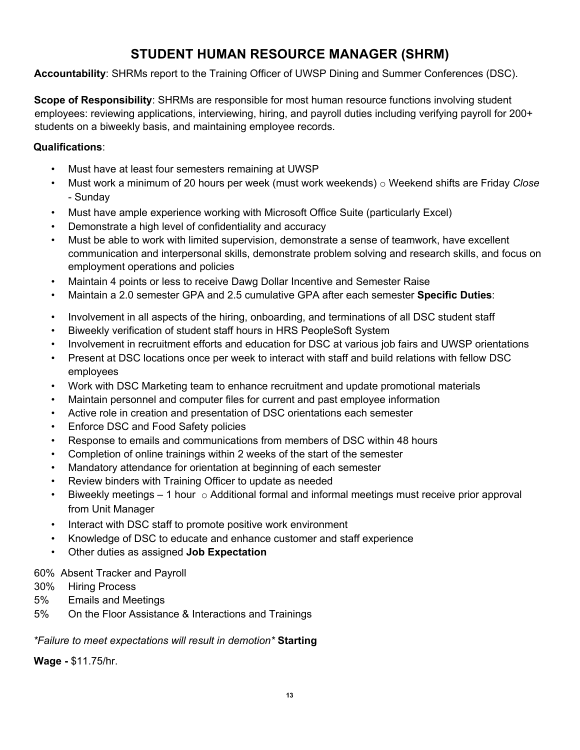# STUDENT HUMAN RESOURCE MANAGER (SHRM)

**Accountability**: SHRMs report to the Training Officer of UWSP Dining and Summer Conferences (DSC).

**Scope of Responsibility**: SHRMs are responsible for most human resource functions involving student employees: reviewing applications, interviewing, hiring, and payroll duties including verifying payroll for 200+ students on a biweekly basis, and maintaining employee records.

**Qualifications**:

- Must have at least four semesters remaining at UWSP
- Must work a minimum of 20 hours per week (must work weekends)
  - Weekend shifts are Friday *Close* - Sunday
- Must have ample experience working with Microsoft Office Suite (particularly Excel)
- Demonstrate a high level of confidentiality and accuracy
- Must be able to work with limited supervision, demonstrate a sense of teamwork, have excellent communication and interpersonal skills, demonstrate problem solving and research skills, and focus on employment operations and policies
- Maintain 4 points or less to receive Dawg Dollar Incentive and Semester Raise
- Maintain a 2.0 semester GPA and 2.5 cumulative GPA after each semester

**Specific Duties**:

- Involvement in all aspects of the hiring, onboarding, and terminations of all DSC student staff
- Biweekly verification of student staff hours in HRS PeopleSoft System
- Involvement in recruitment efforts and education for DSC at various job fairs and UWSP orientations
- Present at DSC locations once per week to interact with staff and build relations with fellow DSC employees
- Work with DSC Marketing team to enhance recruitment and update promotional materials
- Maintain personnel and computer files for current and past employee information
- Active role in creation and presentation of DSC orientations each semester
- Enforce DSC and Food Safety policies
- Response to emails and communications from members of DSC within 48 hours
- Completion of online trainings within 2 weeks of the start of the semester
- Mandatory attendance for orientation at beginning of each semester
- Review binders with Training Officer to update as needed
- Biweekly meetings – 1 hour
  - Additional formal and informal meetings must receive prior approval from Unit Manager
- Interact with DSC staff to promote positive work environment
- Knowledge of DSC to educate and enhance customer and staff experience
- Other duties as assigned

**Job Expectation**

60% Absent Tracker and Payroll
30% Hiring Process
5% Emails and Meetings
5% On the Floor Assistance & Interactions and Trainings

*\*Failure to meet expectations will result in demotion\**

**Starting Wage -** $11.75/hr.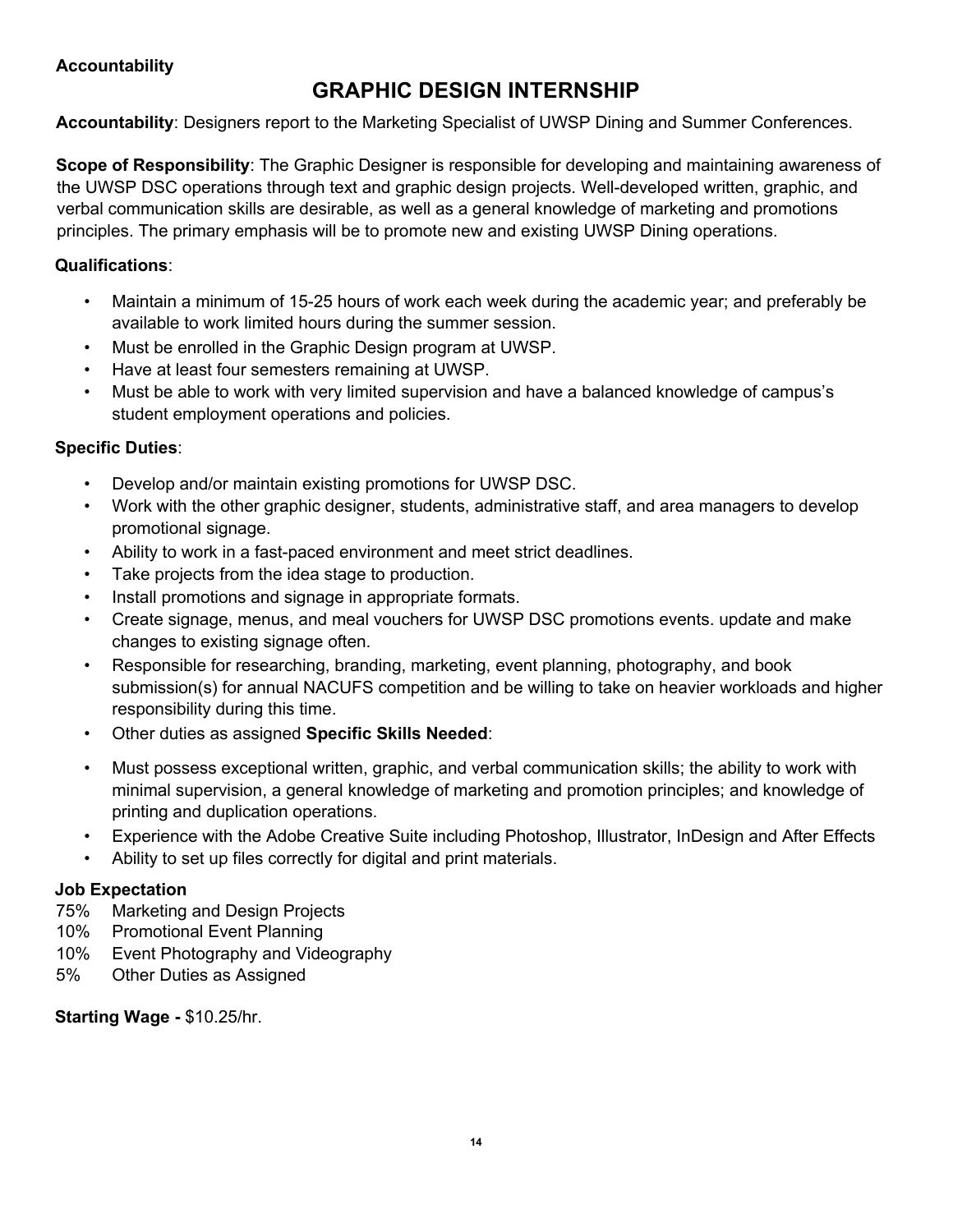**Accountability**

# GRAPHIC DESIGN INTERNSHIP

**Accountability**: Designers report to the Marketing Specialist of UWSP Dining and Summer Conferences.

**Scope of Responsibility**: The Graphic Designer is responsible for developing and maintaining awareness of the UWSP DSC operations through text and graphic design projects. Well-developed written, graphic, and verbal communication skills are desirable, as well as a general knowledge of marketing and promotions principles. The primary emphasis will be to promote new and existing UWSP Dining operations.

**Qualifications**:

- Maintain a minimum of 15-25 hours of work each week during the academic year; and preferably be available to work limited hours during the summer session.
- Must be enrolled in the Graphic Design program at UWSP.
- Have at least four semesters remaining at UWSP.
- Must be able to work with very limited supervision and have a balanced knowledge of campus's student employment operations and policies.

**Specific Duties**:

- Develop and/or maintain existing promotions for UWSP DSC.
- Work with the other graphic designer, students, administrative staff, and area managers to develop promotional signage.
- Ability to work in a fast-paced environment and meet strict deadlines.
- Take projects from the idea stage to production.
- Install promotions and signage in appropriate formats.
- Create signage, menus, and meal vouchers for UWSP DSC promotions events. update and make changes to existing signage often.
- Responsible for researching, branding, marketing, event planning, photography, and book submission(s) for annual NACUFS competition and be willing to take on heavier workloads and higher responsibility during this time.
- Other duties as assigned **Specific Skills Needed**:

- Must possess exceptional written, graphic, and verbal communication skills; the ability to work with minimal supervision, a general knowledge of marketing and promotion principles; and knowledge of printing and duplication operations.
- Experience with the Adobe Creative Suite including Photoshop, Illustrator, InDesign and After Effects
- Ability to set up files correctly for digital and print materials.

**Job Expectation**

75% Marketing and Design Projects
10% Promotional Event Planning
10% Event Photography and Videography
5% Other Duties as Assigned

**Starting Wage -** $10.25/hr.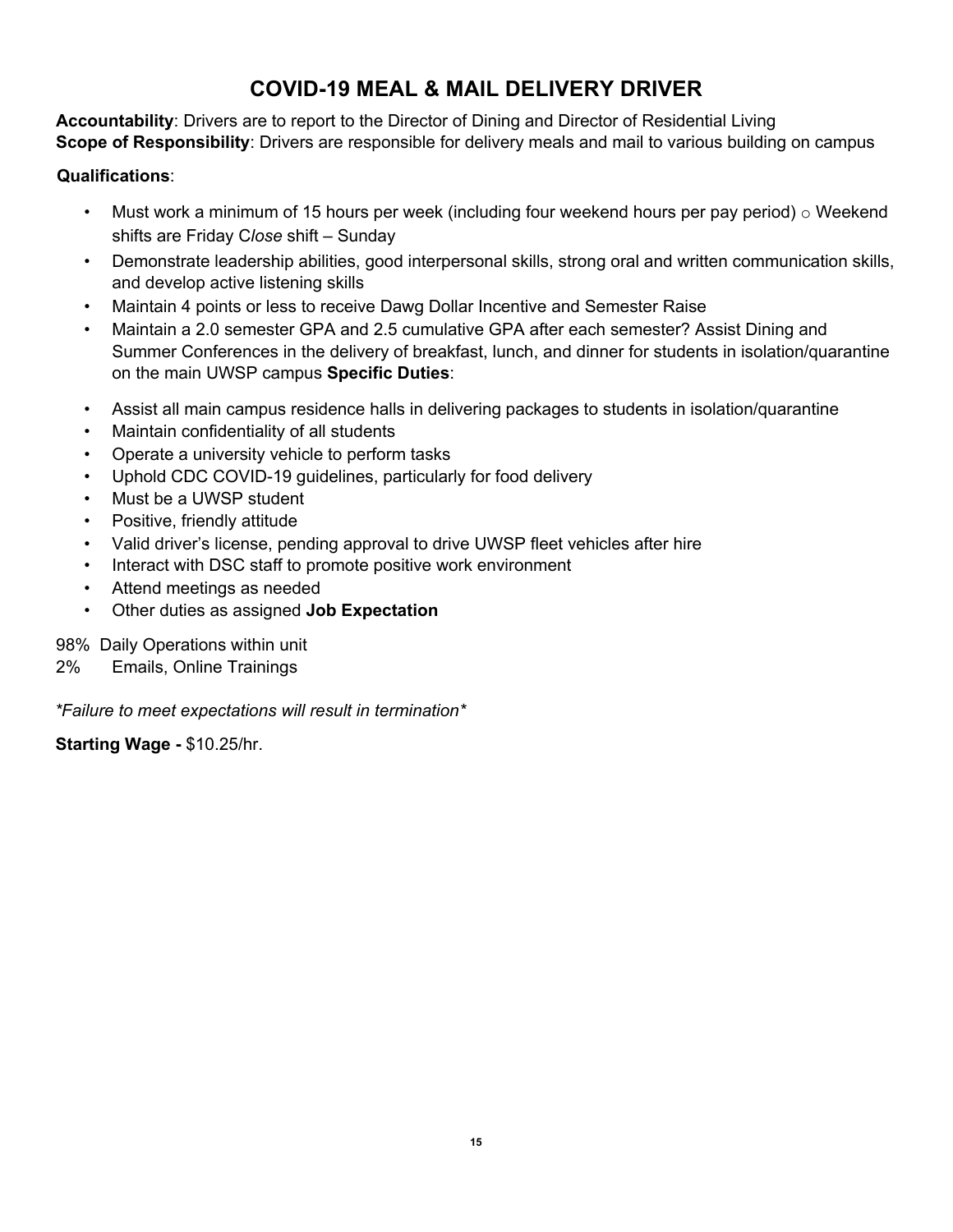# COVID-19 MEAL & MAIL DELIVERY DRIVER

**Accountability**: Drivers are to report to the Director of Dining and Director of Residential Living
**Scope of Responsibility**: Drivers are responsible for delivery meals and mail to various building on campus

**Qualifications**:

- Must work a minimum of 15 hours per week (including four weekend hours per pay period) ○ Weekend shifts are Friday C*lose* shift – Sunday
- Demonstrate leadership abilities, good interpersonal skills, strong oral and written communication skills, and develop active listening skills
- Maintain 4 points or less to receive Dawg Dollar Incentive and Semester Raise
- Maintain a 2.0 semester GPA and 2.5 cumulative GPA after each semester? Assist Dining and Summer Conferences in the delivery of breakfast, lunch, and dinner for students in isolation/quarantine on the main UWSP campus **Specific Duties**:

- Assist all main campus residence halls in delivering packages to students in isolation/quarantine
- Maintain confidentiality of all students
- Operate a university vehicle to perform tasks
- Uphold CDC COVID-19 guidelines, particularly for food delivery
- Must be a UWSP student
- Positive, friendly attitude
- Valid driver's license, pending approval to drive UWSP fleet vehicles after hire
- Interact with DSC staff to promote positive work environment
- Attend meetings as needed
- Other duties as assigned **Job Expectation**

98% Daily Operations within unit
2% Emails, Online Trainings

*\*Failure to meet expectations will result in termination\**

**Starting Wage -** $10.25/hr.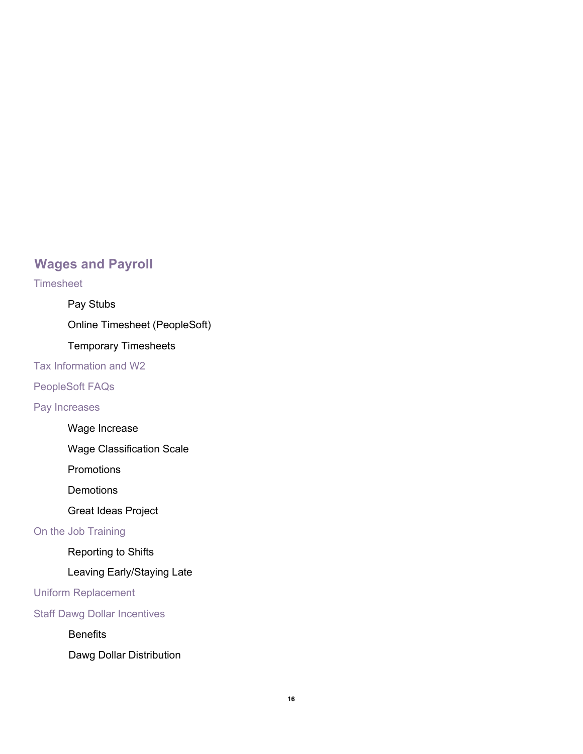## Wages and Payroll

### Timesheet

- Pay Stubs
- Online Timesheet (PeopleSoft)
- Temporary Timesheets

### Tax Information and W2

### PeopleSoft FAQs

### Pay Increases

- Wage Increase
- Wage Classification Scale
- Promotions
- Demotions
- Great Ideas Project

### On the Job Training

- Reporting to Shifts
- Leaving Early/Staying Late

### Uniform Replacement

### Staff Dawg Dollar Incentives

- Benefits
- Dawg Dollar Distribution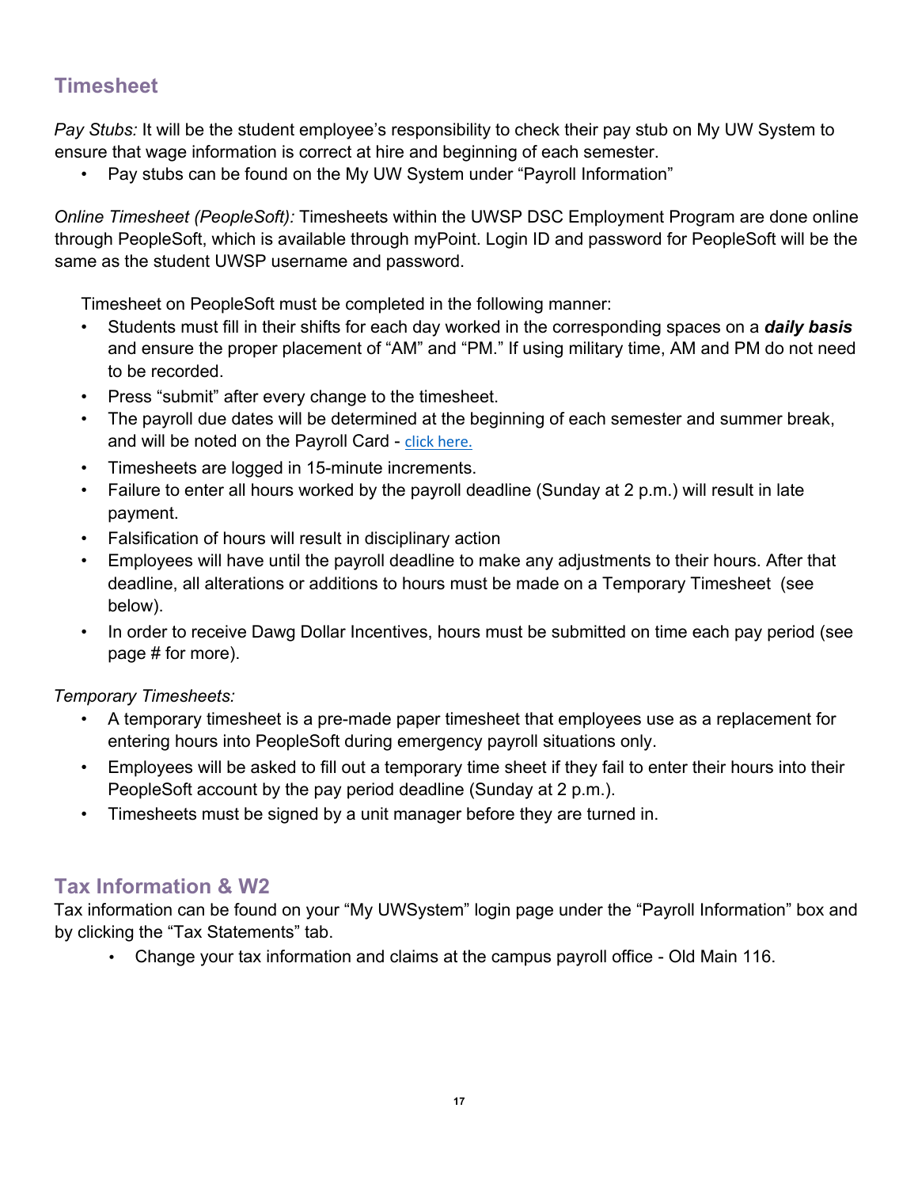## Timesheet

*Pay Stubs:* It will be the student employee's responsibility to check their pay stub on My UW System to ensure that wage information is correct at hire and beginning of each semester.

- Pay stubs can be found on the My UW System under "Payroll Information"

*Online Timesheet (PeopleSoft):* Timesheets within the UWSP DSC Employment Program are done online through PeopleSoft, which is available through myPoint. Login ID and password for PeopleSoft will be the same as the student UWSP username and password.

Timesheet on PeopleSoft must be completed in the following manner:

- Students must fill in their shifts for each day worked in the corresponding spaces on a ***daily basis*** and ensure the proper placement of "AM" and "PM." If using military time, AM and PM do not need to be recorded.
- Press "submit" after every change to the timesheet.
- The payroll due dates will be determined at the beginning of each semester and summer break, and will be noted on the Payroll Card - click here.
- Timesheets are logged in 15-minute increments.
- Failure to enter all hours worked by the payroll deadline (Sunday at 2 p.m.) will result in late payment.
- Falsification of hours will result in disciplinary action
- Employees will have until the payroll deadline to make any adjustments to their hours. After that deadline, all alterations or additions to hours must be made on a Temporary Timesheet (see below).
- In order to receive Dawg Dollar Incentives, hours must be submitted on time each pay period (see page # for more).

*Temporary Timesheets:*

- A temporary timesheet is a pre-made paper timesheet that employees use as a replacement for entering hours into PeopleSoft during emergency payroll situations only.
- Employees will be asked to fill out a temporary time sheet if they fail to enter their hours into their PeopleSoft account by the pay period deadline (Sunday at 2 p.m.).
- Timesheets must be signed by a unit manager before they are turned in.

## Tax Information & W2

Tax information can be found on your "My UWSystem" login page under the "Payroll Information" box and by clicking the "Tax Statements" tab.

- Change your tax information and claims at the campus payroll office - Old Main 116.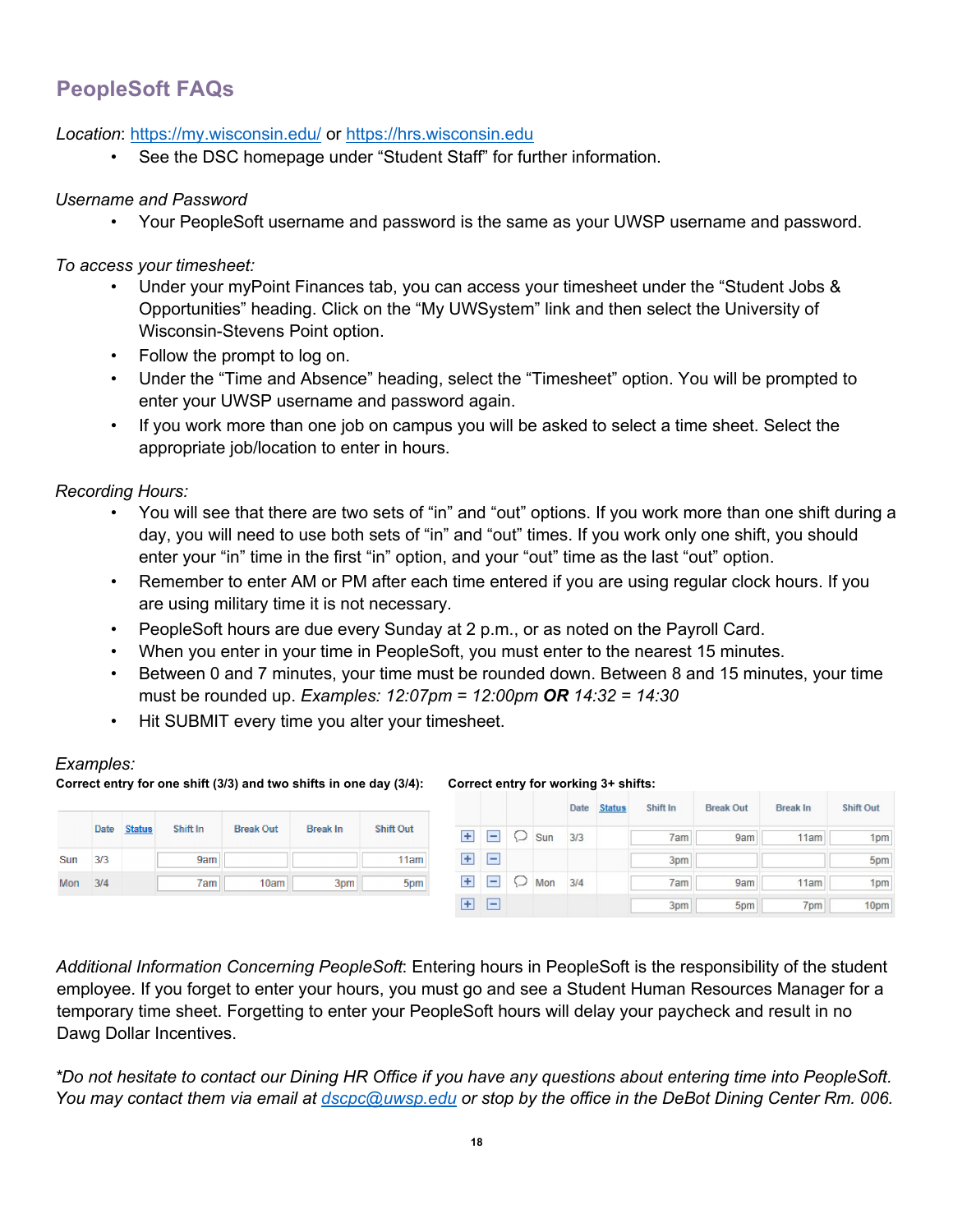## PeopleSoft FAQs

*Location*: https://my.wisconsin.edu/ or https://hrs.wisconsin.edu

- See the DSC homepage under "Student Staff" for further information.

*Username and Password*

- Your PeopleSoft username and password is the same as your UWSP username and password.

*To access your timesheet:*

- Under your myPoint Finances tab, you can access your timesheet under the "Student Jobs & Opportunities" heading. Click on the "My UWSystem" link and then select the University of Wisconsin-Stevens Point option.
- Follow the prompt to log on.
- Under the "Time and Absence" heading, select the "Timesheet" option. You will be prompted to enter your UWSP username and password again.
- If you work more than one job on campus you will be asked to select a time sheet. Select the appropriate job/location to enter in hours.

*Recording Hours:*

- You will see that there are two sets of "in" and "out" options. If you work more than one shift during a day, you will need to use both sets of "in" and "out" times. If you work only one shift, you should enter your "in" time in the first "in" option, and your "out" time as the last "out" option.
- Remember to enter AM or PM after each time entered if you are using regular clock hours. If you are using military time it is not necessary.
- PeopleSoft hours are due every Sunday at 2 p.m., or as noted on the Payroll Card.
- When you enter in your time in PeopleSoft, you must enter to the nearest 15 minutes.
- Between 0 and 7 minutes, your time must be rounded down. Between 8 and 15 minutes, your time must be rounded up. *Examples: 12:07pm = 12:00pm* ***OR*** *14:32 = 14:30*
- Hit SUBMIT every time you alter your timesheet.

*Examples:*

**Correct entry for one shift (3/3) and two shifts in one day (3/4):**

| | Date | Status | Shift In | Break Out | Break In | Shift Out |
|---|---|---|---|---|---|---|
| Sun | 3/3 | | 9am | | | 11am |
| Mon | 3/4 | | 7am | 10am | 3pm | 5pm |

**Correct entry for working 3+ shifts:**

| | | | Date | Status | Shift In | Break Out | Break In | Shift Out |
|---|---|---|---|---|---|---|---|---|
| + | − | Sun | 3/3 | | 7am | 9am | 11am | 1pm |
| + | − | | | | 3pm | | | 5pm |
| + | − | Mon | 3/4 | | 7am | 9am | 11am | 1pm |
| + | − | | | | 3pm | 5pm | 7pm | 10pm |

*Additional Information Concerning PeopleSoft*: Entering hours in PeopleSoft is the responsibility of the student employee. If you forget to enter your hours, you must go and see a Student Human Resources Manager for a temporary time sheet. Forgetting to enter your PeopleSoft hours will delay your paycheck and result in no Dawg Dollar Incentives.

*\*Do not hesitate to contact our Dining HR Office if you have any questions about entering time into PeopleSoft. You may contact them via email at dscpc@uwsp.edu or stop by the office in the DeBot Dining Center Rm. 006.*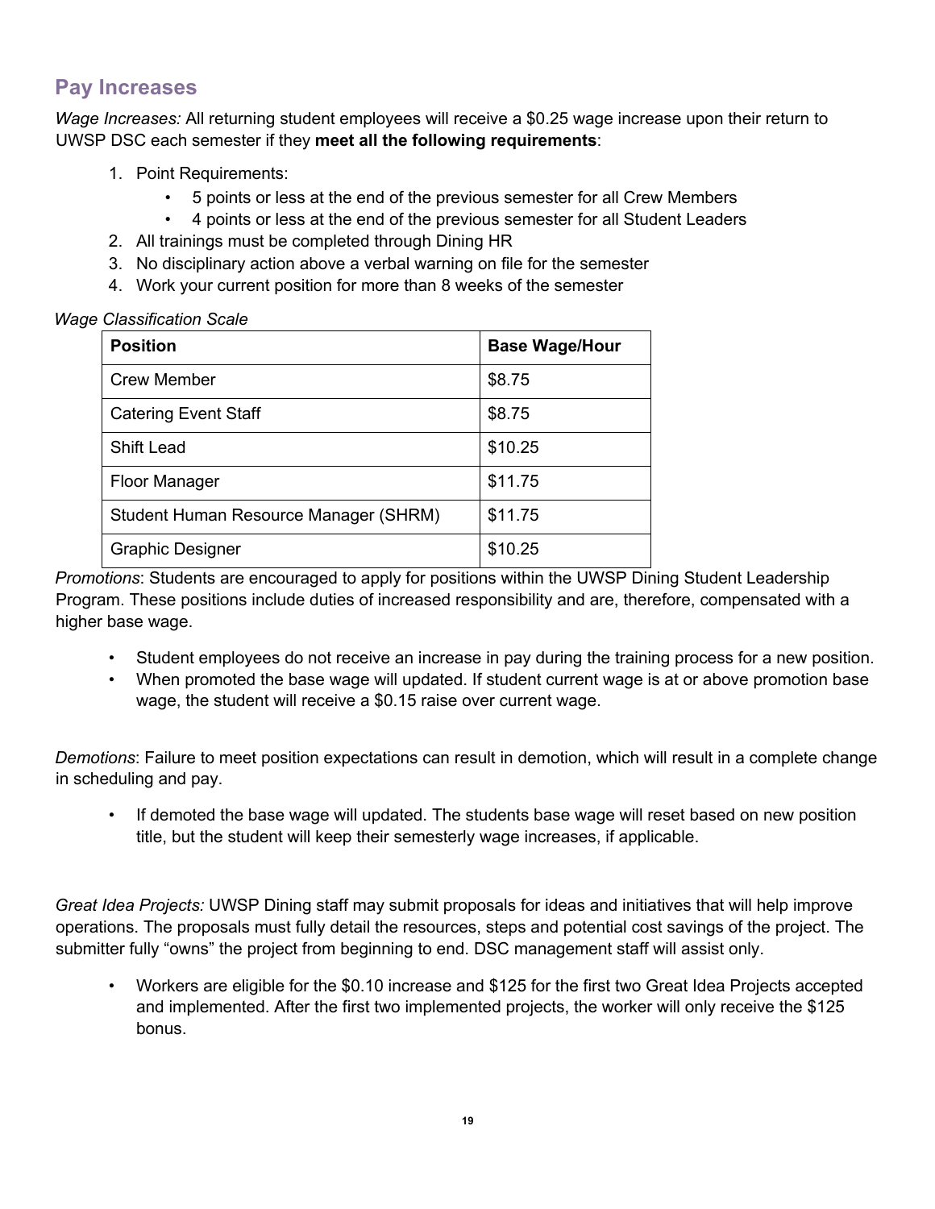## Pay Increases

*Wage Increases:* All returning student employees will receive a $0.25 wage increase upon their return to UWSP DSC each semester if they **meet all the following requirements**:

1. Point Requirements:
   - 5 points or less at the end of the previous semester for all Crew Members
   - 4 points or less at the end of the previous semester for all Student Leaders
2. All trainings must be completed through Dining HR
3. No disciplinary action above a verbal warning on file for the semester
4. Work your current position for more than 8 weeks of the semester

*Wage Classification Scale*

| Position | Base Wage/Hour |
|---|---|
| Crew Member | $8.75 |
| Catering Event Staff | $8.75 |
| Shift Lead | $10.25 |
| Floor Manager | $11.75 |
| Student Human Resource Manager (SHRM) | $11.75 |
| Graphic Designer | $10.25 |

*Promotions*: Students are encouraged to apply for positions within the UWSP Dining Student Leadership Program. These positions include duties of increased responsibility and are, therefore, compensated with a higher base wage.

- Student employees do not receive an increase in pay during the training process for a new position.
- When promoted the base wage will updated. If student current wage is at or above promotion base wage, the student will receive a $0.15 raise over current wage.

*Demotions*: Failure to meet position expectations can result in demotion, which will result in a complete change in scheduling and pay.

- If demoted the base wage will updated. The students base wage will reset based on new position title, but the student will keep their semesterly wage increases, if applicable.

*Great Idea Projects:* UWSP Dining staff may submit proposals for ideas and initiatives that will help improve operations. The proposals must fully detail the resources, steps and potential cost savings of the project. The submitter fully "owns" the project from beginning to end. DSC management staff will assist only.

- Workers are eligible for the $0.10 increase and $125 for the first two Great Idea Projects accepted and implemented. After the first two implemented projects, the worker will only receive the $125 bonus.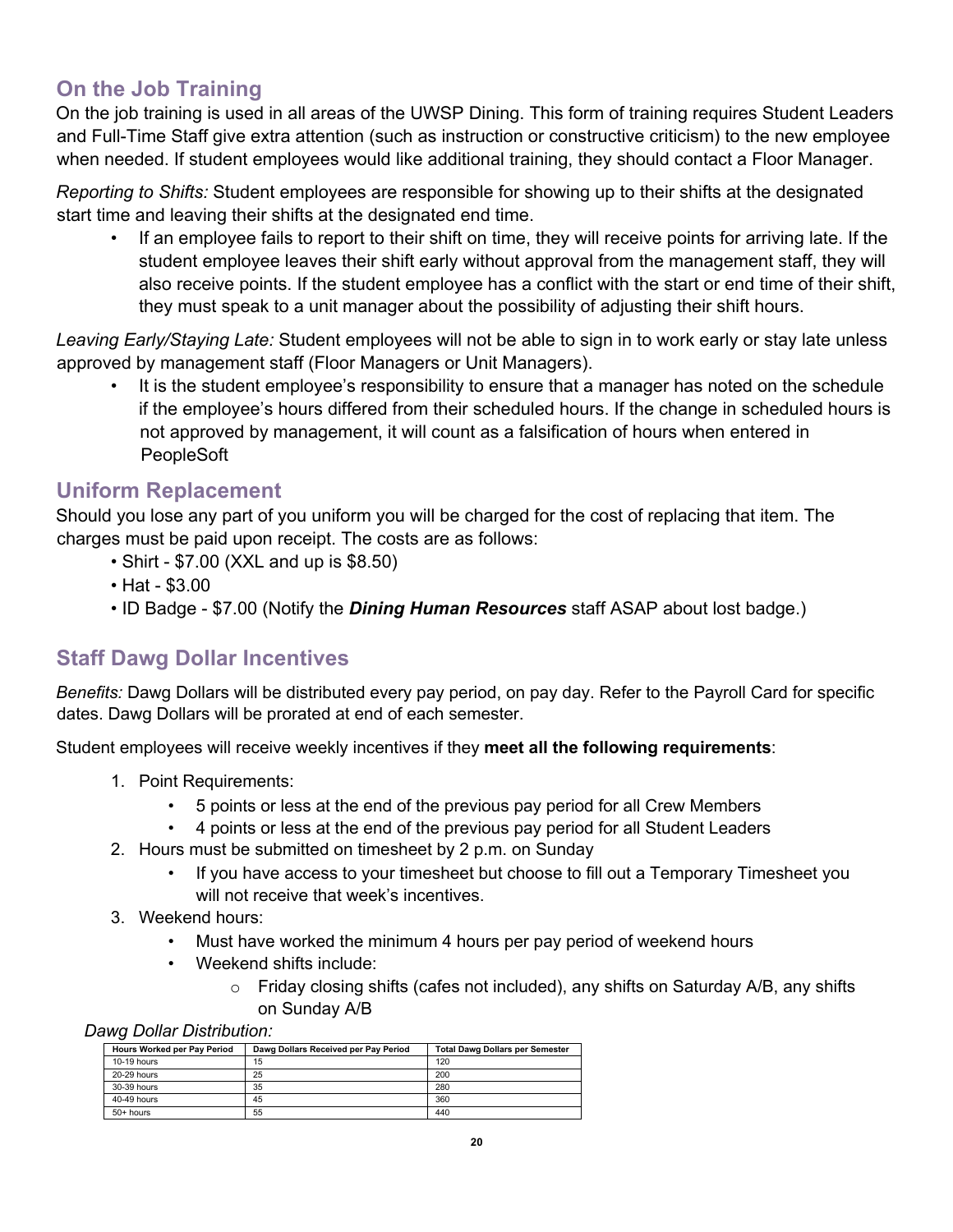## On the Job Training

On the job training is used in all areas of the UWSP Dining. This form of training requires Student Leaders and Full-Time Staff give extra attention (such as instruction or constructive criticism) to the new employee when needed. If student employees would like additional training, they should contact a Floor Manager.

*Reporting to Shifts:* Student employees are responsible for showing up to their shifts at the designated start time and leaving their shifts at the designated end time.

- If an employee fails to report to their shift on time, they will receive points for arriving late. If the student employee leaves their shift early without approval from the management staff, they will also receive points. If the student employee has a conflict with the start or end time of their shift, they must speak to a unit manager about the possibility of adjusting their shift hours.

*Leaving Early/Staying Late:* Student employees will not be able to sign in to work early or stay late unless approved by management staff (Floor Managers or Unit Managers).

- It is the student employee's responsibility to ensure that a manager has noted on the schedule if the employee's hours differed from their scheduled hours. If the change in scheduled hours is not approved by management, it will count as a falsification of hours when entered in PeopleSoft

## Uniform Replacement

Should you lose any part of you uniform you will be charged for the cost of replacing that item. The charges must be paid upon receipt. The costs are as follows:

- Shirt - $7.00 (XXL and up is $8.50)
- Hat - $3.00
- ID Badge - $7.00 (Notify the ***Dining Human Resources*** staff ASAP about lost badge.)

## Staff Dawg Dollar Incentives

*Benefits:* Dawg Dollars will be distributed every pay period, on pay day. Refer to the Payroll Card for specific dates. Dawg Dollars will be prorated at end of each semester.

Student employees will receive weekly incentives if they **meet all the following requirements**:

1. Point Requirements:
   - 5 points or less at the end of the previous pay period for all Crew Members
   - 4 points or less at the end of the previous pay period for all Student Leaders
2. Hours must be submitted on timesheet by 2 p.m. on Sunday
   - If you have access to your timesheet but choose to fill out a Temporary Timesheet you will not receive that week's incentives.
3. Weekend hours:
   - Must have worked the minimum 4 hours per pay period of weekend hours
   - Weekend shifts include:
     - Friday closing shifts (cafes not included), any shifts on Saturday A/B, any shifts on Sunday A/B

*Dawg Dollar Distribution:*

| Hours Worked per Pay Period | Dawg Dollars Received per Pay Period | Total Dawg Dollars per Semester |
|---|---|---|
| 10-19 hours | 15 | 120 |
| 20-29 hours | 25 | 200 |
| 30-39 hours | 35 | 280 |
| 40-49 hours | 45 | 360 |
| 50+ hours | 55 | 440 |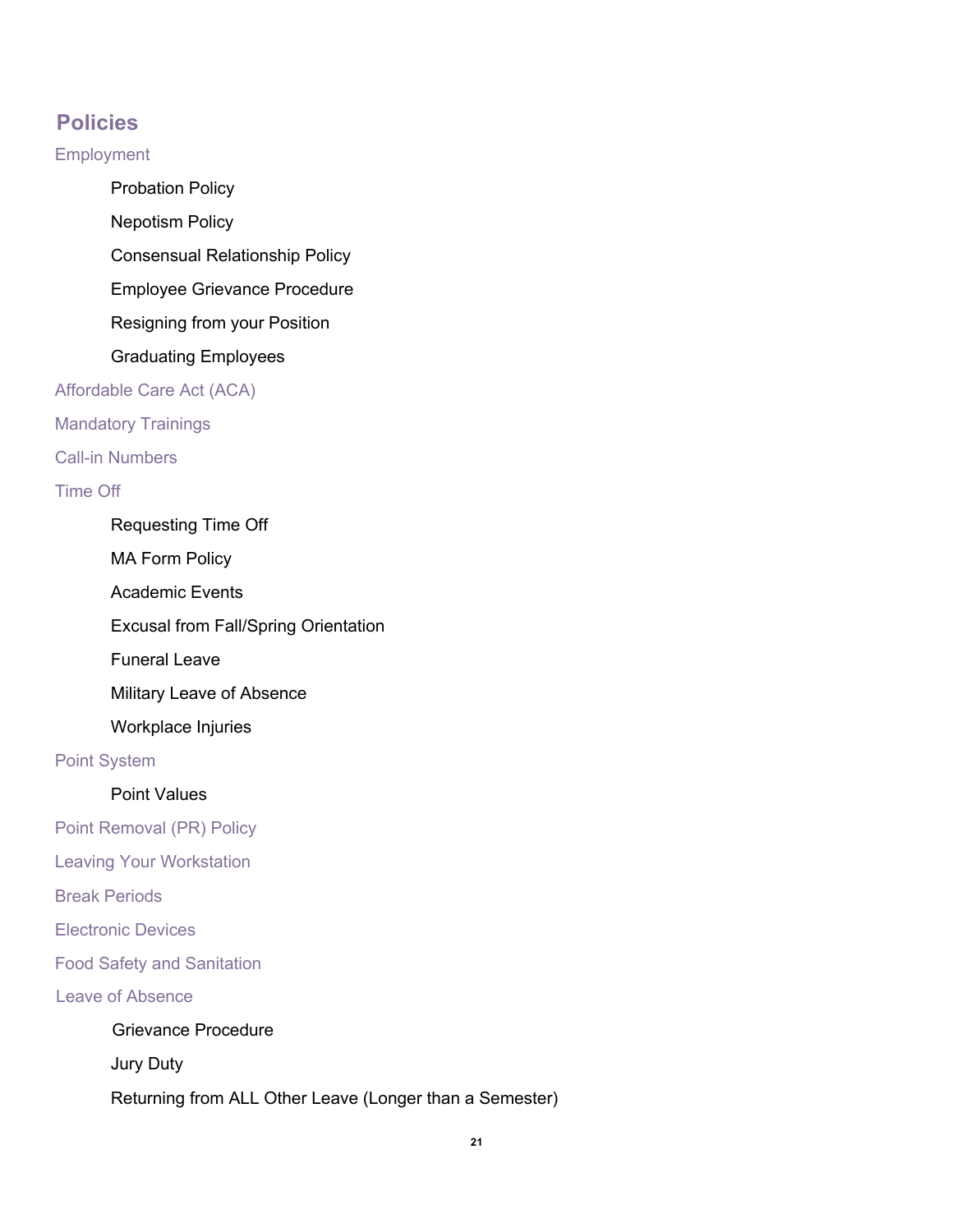## Policies

Employment

- Probation Policy
- Nepotism Policy
- Consensual Relationship Policy
- Employee Grievance Procedure
- Resigning from your Position
- Graduating Employees

Affordable Care Act (ACA)

Mandatory Trainings

Call-in Numbers

Time Off

- Requesting Time Off
- MA Form Policy
- Academic Events
- Excusal from Fall/Spring Orientation
- Funeral Leave
- Military Leave of Absence
- Workplace Injuries

Point System

- Point Values

Point Removal (PR) Policy

Leaving Your Workstation

Break Periods

Electronic Devices

Food Safety and Sanitation

Leave of Absence

- Grievance Procedure
- Jury Duty
- Returning from ALL Other Leave (Longer than a Semester)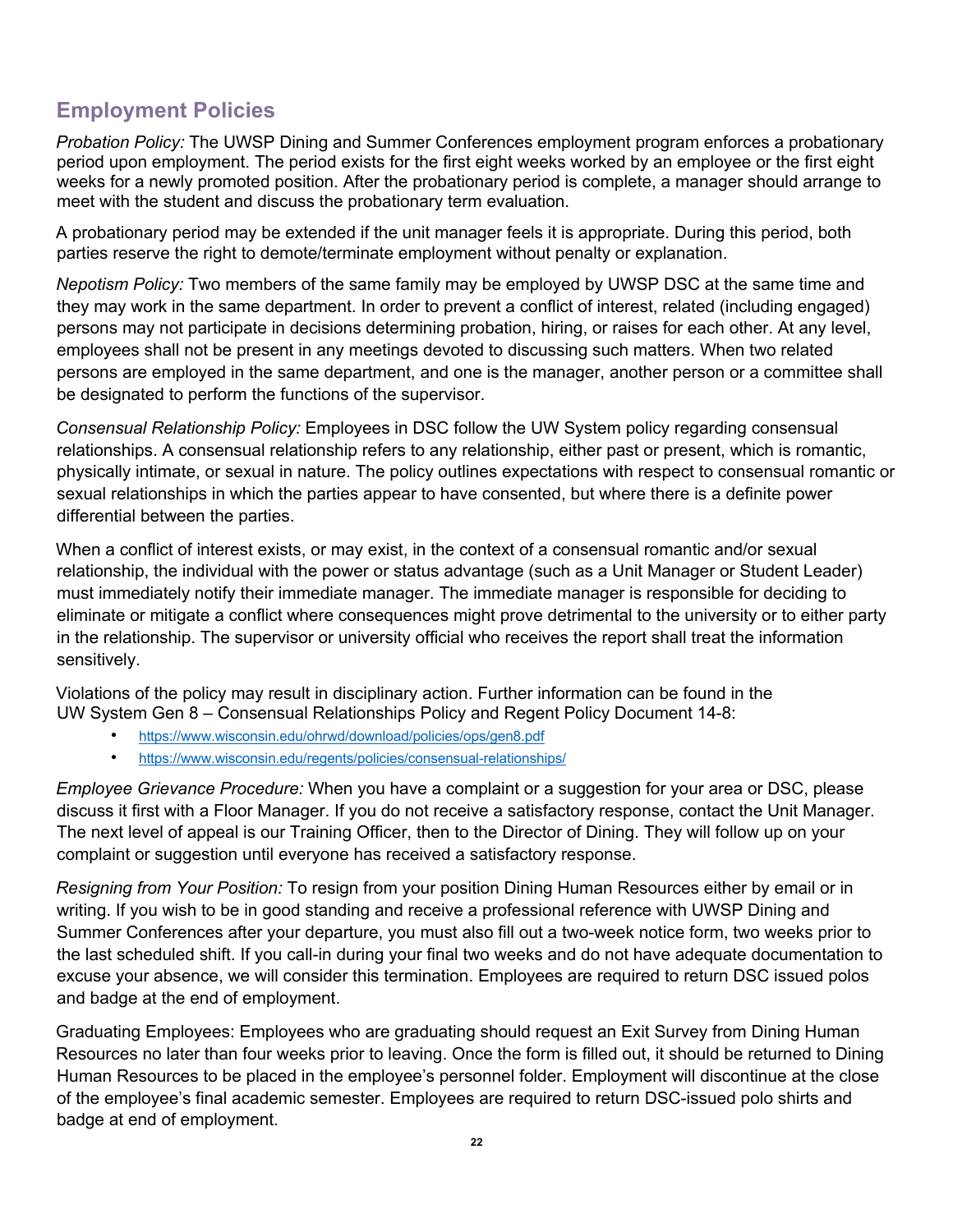## Employment Policies

*Probation Policy:* The UWSP Dining and Summer Conferences employment program enforces a probationary period upon employment. The period exists for the first eight weeks worked by an employee or the first eight weeks for a newly promoted position. After the probationary period is complete, a manager should arrange to meet with the student and discuss the probationary term evaluation.

A probationary period may be extended if the unit manager feels it is appropriate. During this period, both parties reserve the right to demote/terminate employment without penalty or explanation.

*Nepotism Policy:* Two members of the same family may be employed by UWSP DSC at the same time and they may work in the same department. In order to prevent a conflict of interest, related (including engaged) persons may not participate in decisions determining probation, hiring, or raises for each other. At any level, employees shall not be present in any meetings devoted to discussing such matters. When two related persons are employed in the same department, and one is the manager, another person or a committee shall be designated to perform the functions of the supervisor.

*Consensual Relationship Policy:* Employees in DSC follow the UW System policy regarding consensual relationships. A consensual relationship refers to any relationship, either past or present, which is romantic, physically intimate, or sexual in nature. The policy outlines expectations with respect to consensual romantic or sexual relationships in which the parties appear to have consented, but where there is a definite power differential between the parties.

When a conflict of interest exists, or may exist, in the context of a consensual romantic and/or sexual relationship, the individual with the power or status advantage (such as a Unit Manager or Student Leader) must immediately notify their immediate manager. The immediate manager is responsible for deciding to eliminate or mitigate a conflict where consequences might prove detrimental to the university or to either party in the relationship. The supervisor or university official who receives the report shall treat the information sensitively.

Violations of the policy may result in disciplinary action. Further information can be found in the UW System Gen 8 – Consensual Relationships Policy and Regent Policy Document 14-8:

- https://www.wisconsin.edu/ohrwd/download/policies/ops/gen8.pdf
- https://www.wisconsin.edu/regents/policies/consensual-relationships/

*Employee Grievance Procedure:* When you have a complaint or a suggestion for your area or DSC, please discuss it first with a Floor Manager. If you do not receive a satisfactory response, contact the Unit Manager. The next level of appeal is our Training Officer, then to the Director of Dining. They will follow up on your complaint or suggestion until everyone has received a satisfactory response.

*Resigning from Your Position:* To resign from your position Dining Human Resources either by email or in writing. If you wish to be in good standing and receive a professional reference with UWSP Dining and Summer Conferences after your departure, you must also fill out a two-week notice form, two weeks prior to the last scheduled shift. If you call-in during your final two weeks and do not have adequate documentation to excuse your absence, we will consider this termination. Employees are required to return DSC issued polos and badge at the end of employment.

Graduating Employees: Employees who are graduating should request an Exit Survey from Dining Human Resources no later than four weeks prior to leaving. Once the form is filled out, it should be returned to Dining Human Resources to be placed in the employee's personnel folder. Employment will discontinue at the close of the employee's final academic semester. Employees are required to return DSC-issued polo shirts and badge at end of employment.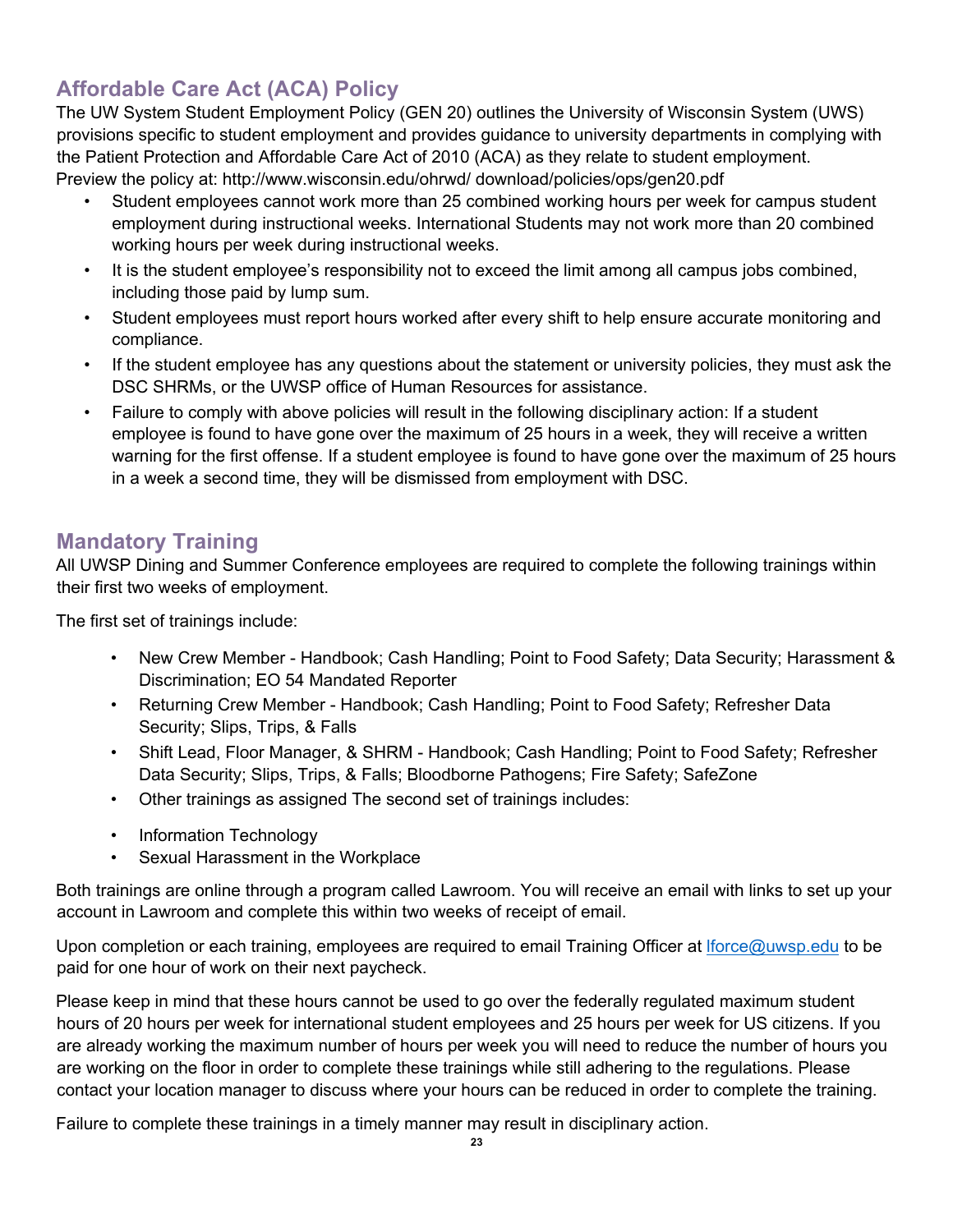## Affordable Care Act (ACA) Policy

The UW System Student Employment Policy (GEN 20) outlines the University of Wisconsin System (UWS) provisions specific to student employment and provides guidance to university departments in complying with the Patient Protection and Affordable Care Act of 2010 (ACA) as they relate to student employment. Preview the policy at: http://www.wisconsin.edu/ohrwd/ download/policies/ops/gen20.pdf

- Student employees cannot work more than 25 combined working hours per week for campus student employment during instructional weeks. International Students may not work more than 20 combined working hours per week during instructional weeks.
- It is the student employee's responsibility not to exceed the limit among all campus jobs combined, including those paid by lump sum.
- Student employees must report hours worked after every shift to help ensure accurate monitoring and compliance.
- If the student employee has any questions about the statement or university policies, they must ask the DSC SHRMs, or the UWSP office of Human Resources for assistance.
- Failure to comply with above policies will result in the following disciplinary action: If a student employee is found to have gone over the maximum of 25 hours in a week, they will receive a written warning for the first offense. If a student employee is found to have gone over the maximum of 25 hours in a week a second time, they will be dismissed from employment with DSC.

## Mandatory Training

All UWSP Dining and Summer Conference employees are required to complete the following trainings within their first two weeks of employment.

The first set of trainings include:

- New Crew Member - Handbook; Cash Handling; Point to Food Safety; Data Security; Harassment & Discrimination; EO 54 Mandated Reporter
- Returning Crew Member - Handbook; Cash Handling; Point to Food Safety; Refresher Data Security; Slips, Trips, & Falls
- Shift Lead, Floor Manager, & SHRM - Handbook; Cash Handling; Point to Food Safety; Refresher Data Security; Slips, Trips, & Falls; Bloodborne Pathogens; Fire Safety; SafeZone
- Other trainings as assigned The second set of trainings includes:

- Information Technology
- Sexual Harassment in the Workplace

Both trainings are online through a program called Lawroom. You will receive an email with links to set up your account in Lawroom and complete this within two weeks of receipt of email.

Upon completion or each training, employees are required to email Training Officer at lforce@uwsp.edu to be paid for one hour of work on their next paycheck.

Please keep in mind that these hours cannot be used to go over the federally regulated maximum student hours of 20 hours per week for international student employees and 25 hours per week for US citizens. If you are already working the maximum number of hours per week you will need to reduce the number of hours you are working on the floor in order to complete these trainings while still adhering to the regulations. Please contact your location manager to discuss where your hours can be reduced in order to complete the training.

Failure to complete these trainings in a timely manner may result in disciplinary action.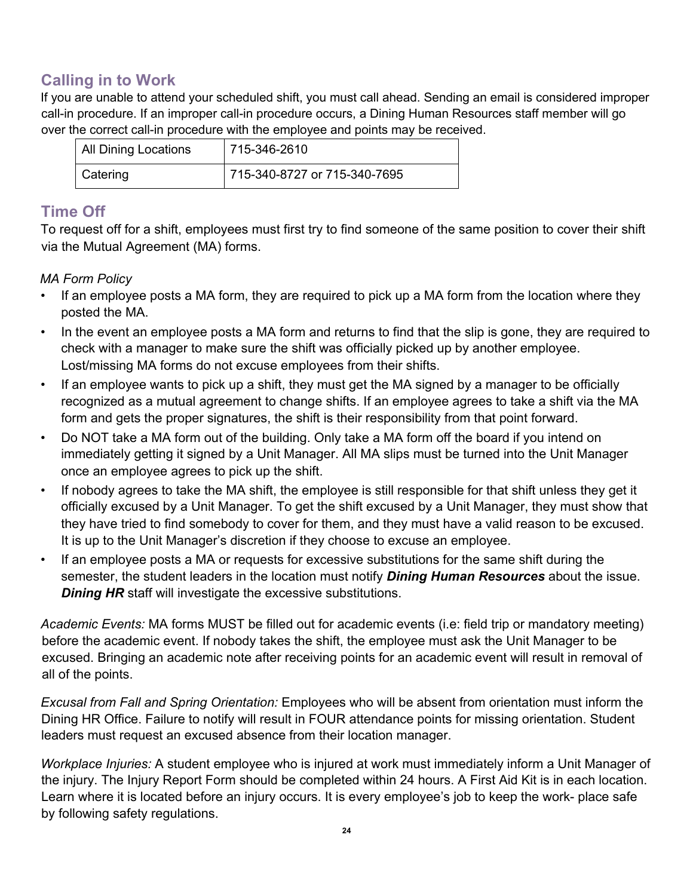## Calling in to Work

If you are unable to attend your scheduled shift, you must call ahead. Sending an email is considered improper call-in procedure. If an improper call-in procedure occurs, a Dining Human Resources staff member will go over the correct call-in procedure with the employee and points may be received.

| All Dining Locations | 715-346-2610 |
|---|---|
| Catering | 715-340-8727 or 715-340-7695 |

## Time Off

To request off for a shift, employees must first try to find someone of the same position to cover their shift via the Mutual Agreement (MA) forms.

*MA Form Policy*

- If an employee posts a MA form, they are required to pick up a MA form from the location where they posted the MA.
- In the event an employee posts a MA form and returns to find that the slip is gone, they are required to check with a manager to make sure the shift was officially picked up by another employee. Lost/missing MA forms do not excuse employees from their shifts.
- If an employee wants to pick up a shift, they must get the MA signed by a manager to be officially recognized as a mutual agreement to change shifts. If an employee agrees to take a shift via the MA form and gets the proper signatures, the shift is their responsibility from that point forward.
- Do NOT take a MA form out of the building. Only take a MA form off the board if you intend on immediately getting it signed by a Unit Manager. All MA slips must be turned into the Unit Manager once an employee agrees to pick up the shift.
- If nobody agrees to take the MA shift, the employee is still responsible for that shift unless they get it officially excused by a Unit Manager. To get the shift excused by a Unit Manager, they must show that they have tried to find somebody to cover for them, and they must have a valid reason to be excused. It is up to the Unit Manager's discretion if they choose to excuse an employee.
- If an employee posts a MA or requests for excessive substitutions for the same shift during the semester, the student leaders in the location must notify ***Dining Human Resources*** about the issue. ***Dining HR*** staff will investigate the excessive substitutions.

*Academic Events:* MA forms MUST be filled out for academic events (i.e: field trip or mandatory meeting) before the academic event. If nobody takes the shift, the employee must ask the Unit Manager to be excused. Bringing an academic note after receiving points for an academic event will result in removal of all of the points.

*Excusal from Fall and Spring Orientation:* Employees who will be absent from orientation must inform the Dining HR Office. Failure to notify will result in FOUR attendance points for missing orientation. Student leaders must request an excused absence from their location manager.

*Workplace Injuries:* A student employee who is injured at work must immediately inform a Unit Manager of the injury. The Injury Report Form should be completed within 24 hours. A First Aid Kit is in each location. Learn where it is located before an injury occurs. It is every employee's job to keep the work- place safe by following safety regulations.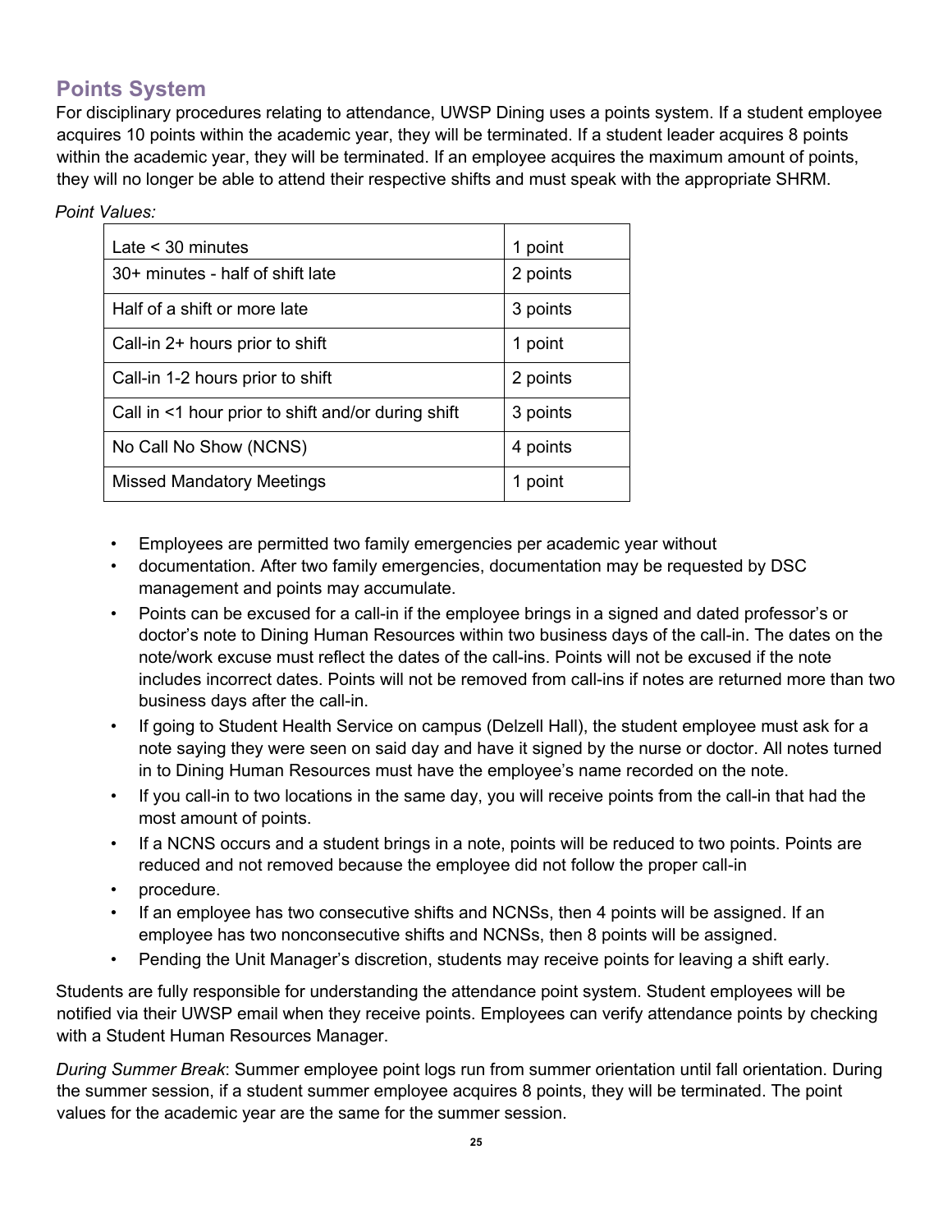## Points System

For disciplinary procedures relating to attendance, UWSP Dining uses a points system. If a student employee acquires 10 points within the academic year, they will be terminated. If a student leader acquires 8 points within the academic year, they will be terminated. If an employee acquires the maximum amount of points, they will no longer be able to attend their respective shifts and must speak with the appropriate SHRM.

*Point Values:*

| | |
|---|---|
| Late < 30 minutes | 1 point |
| 30+ minutes - half of shift late | 2 points |
| Half of a shift or more late | 3 points |
| Call-in 2+ hours prior to shift | 1 point |
| Call-in 1-2 hours prior to shift | 2 points |
| Call in <1 hour prior to shift and/or during shift | 3 points |
| No Call No Show (NCNS) | 4 points |
| Missed Mandatory Meetings | 1 point |

- Employees are permitted two family emergencies per academic year without
- documentation. After two family emergencies, documentation may be requested by DSC management and points may accumulate.
- Points can be excused for a call-in if the employee brings in a signed and dated professor's or doctor's note to Dining Human Resources within two business days of the call-in. The dates on the note/work excuse must reflect the dates of the call-ins. Points will not be excused if the note includes incorrect dates. Points will not be removed from call-ins if notes are returned more than two business days after the call-in.
- If going to Student Health Service on campus (Delzell Hall), the student employee must ask for a note saying they were seen on said day and have it signed by the nurse or doctor. All notes turned in to Dining Human Resources must have the employee's name recorded on the note.
- If you call-in to two locations in the same day, you will receive points from the call-in that had the most amount of points.
- If a NCNS occurs and a student brings in a note, points will be reduced to two points. Points are reduced and not removed because the employee did not follow the proper call-in
- procedure.
- If an employee has two consecutive shifts and NCNSs, then 4 points will be assigned. If an employee has two nonconsecutive shifts and NCNSs, then 8 points will be assigned.
- Pending the Unit Manager's discretion, students may receive points for leaving a shift early.

Students are fully responsible for understanding the attendance point system. Student employees will be notified via their UWSP email when they receive points. Employees can verify attendance points by checking with a Student Human Resources Manager.

*During Summer Break*: Summer employee point logs run from summer orientation until fall orientation. During the summer session, if a student summer employee acquires 8 points, they will be terminated. The point values for the academic year are the same for the summer session.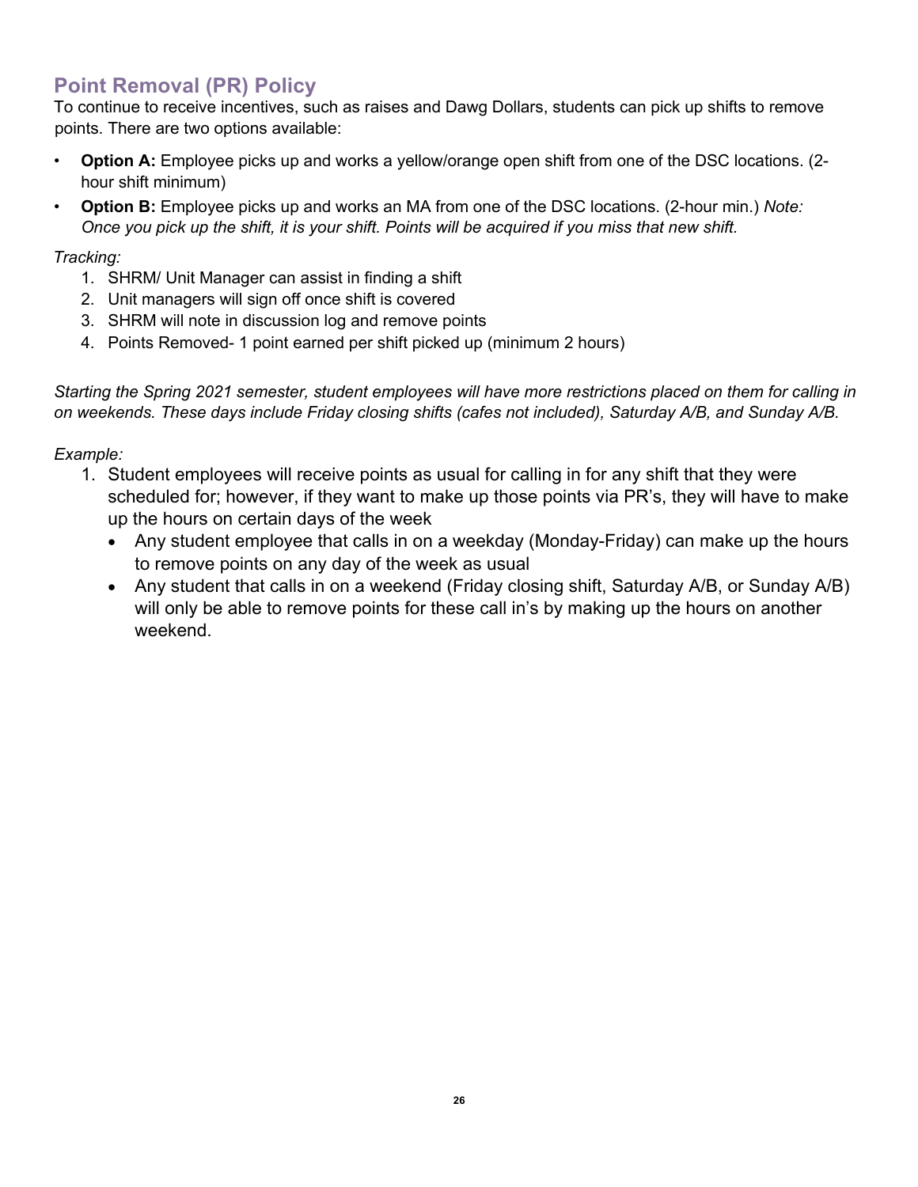## Point Removal (PR) Policy

To continue to receive incentives, such as raises and Dawg Dollars, students can pick up shifts to remove points. There are two options available:

- **Option A:** Employee picks up and works a yellow/orange open shift from one of the DSC locations. (2-hour shift minimum)
- **Option B:** Employee picks up and works an MA from one of the DSC locations. (2-hour min.) *Note: Once you pick up the shift, it is your shift. Points will be acquired if you miss that new shift.*

*Tracking:*

1. SHRM/ Unit Manager can assist in finding a shift
2. Unit managers will sign off once shift is covered
3. SHRM will note in discussion log and remove points
4. Points Removed- 1 point earned per shift picked up (minimum 2 hours)

*Starting the Spring 2021 semester, student employees will have more restrictions placed on them for calling in on weekends. These days include Friday closing shifts (cafes not included), Saturday A/B, and Sunday A/B.*

*Example:*

1. Student employees will receive points as usual for calling in for any shift that they were scheduled for; however, if they want to make up those points via PR's, they will have to make up the hours on certain days of the week
   - Any student employee that calls in on a weekday (Monday-Friday) can make up the hours to remove points on any day of the week as usual
   - Any student that calls in on a weekend (Friday closing shift, Saturday A/B, or Sunday A/B) will only be able to remove points for these call in's by making up the hours on another weekend.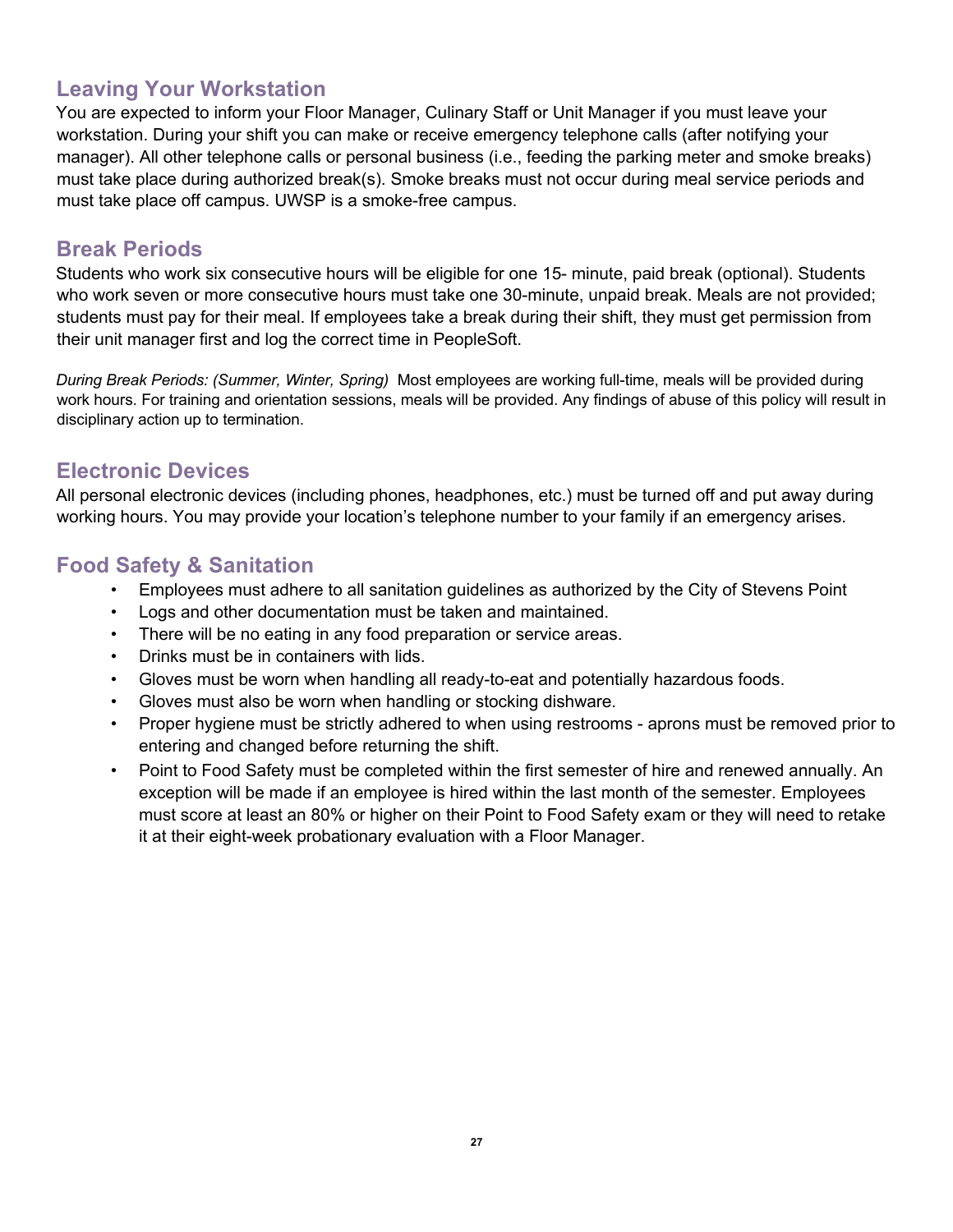## Leaving Your Workstation

You are expected to inform your Floor Manager, Culinary Staff or Unit Manager if you must leave your workstation. During your shift you can make or receive emergency telephone calls (after notifying your manager). All other telephone calls or personal business (i.e., feeding the parking meter and smoke breaks) must take place during authorized break(s). Smoke breaks must not occur during meal service periods and must take place off campus. UWSP is a smoke-free campus.

## Break Periods

Students who work six consecutive hours will be eligible for one 15- minute, paid break (optional). Students who work seven or more consecutive hours must take one 30-minute, unpaid break. Meals are not provided; students must pay for their meal. If employees take a break during their shift, they must get permission from their unit manager first and log the correct time in PeopleSoft.

*During Break Periods: (Summer, Winter, Spring)* Most employees are working full-time, meals will be provided during work hours. For training and orientation sessions, meals will be provided. Any findings of abuse of this policy will result in disciplinary action up to termination.

## Electronic Devices

All personal electronic devices (including phones, headphones, etc.) must be turned off and put away during working hours. You may provide your location's telephone number to your family if an emergency arises.

## Food Safety & Sanitation

- Employees must adhere to all sanitation guidelines as authorized by the City of Stevens Point
- Logs and other documentation must be taken and maintained.
- There will be no eating in any food preparation or service areas.
- Drinks must be in containers with lids.
- Gloves must be worn when handling all ready-to-eat and potentially hazardous foods.
- Gloves must also be worn when handling or stocking dishware.
- Proper hygiene must be strictly adhered to when using restrooms - aprons must be removed prior to entering and changed before returning the shift.
- Point to Food Safety must be completed within the first semester of hire and renewed annually. An exception will be made if an employee is hired within the last month of the semester. Employees must score at least an 80% or higher on their Point to Food Safety exam or they will need to retake it at their eight-week probationary evaluation with a Floor Manager.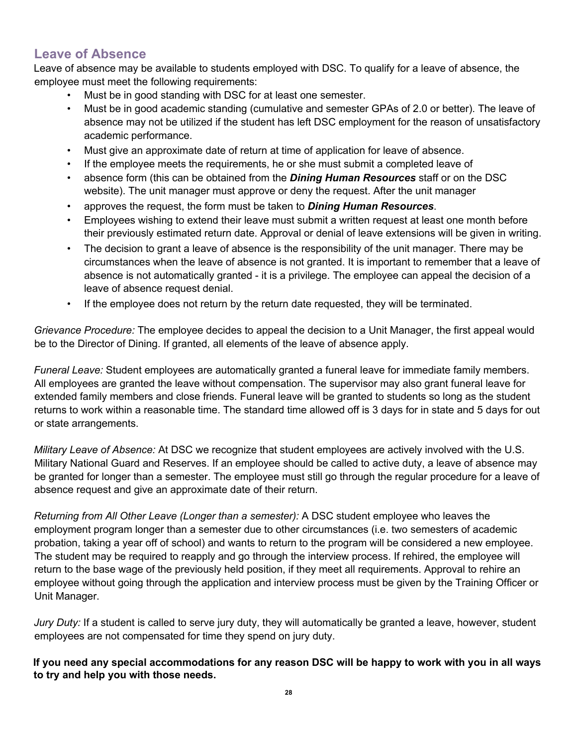## Leave of Absence

Leave of absence may be available to students employed with DSC. To qualify for a leave of absence, the employee must meet the following requirements:

- Must be in good standing with DSC for at least one semester.
- Must be in good academic standing (cumulative and semester GPAs of 2.0 or better). The leave of absence may not be utilized if the student has left DSC employment for the reason of unsatisfactory academic performance.
- Must give an approximate date of return at time of application for leave of absence.
- If the employee meets the requirements, he or she must submit a completed leave of
- absence form (this can be obtained from the ***Dining Human Resources*** staff or on the DSC website). The unit manager must approve or deny the request. After the unit manager
- approves the request, the form must be taken to ***Dining Human Resources***.
- Employees wishing to extend their leave must submit a written request at least one month before their previously estimated return date. Approval or denial of leave extensions will be given in writing.
- The decision to grant a leave of absence is the responsibility of the unit manager. There may be circumstances when the leave of absence is not granted. It is important to remember that a leave of absence is not automatically granted - it is a privilege. The employee can appeal the decision of a leave of absence request denial.
- If the employee does not return by the return date requested, they will be terminated.

*Grievance Procedure:* The employee decides to appeal the decision to a Unit Manager, the first appeal would be to the Director of Dining. If granted, all elements of the leave of absence apply.

*Funeral Leave:* Student employees are automatically granted a funeral leave for immediate family members. All employees are granted the leave without compensation. The supervisor may also grant funeral leave for extended family members and close friends. Funeral leave will be granted to students so long as the student returns to work within a reasonable time. The standard time allowed off is 3 days for in state and 5 days for out or state arrangements.

*Military Leave of Absence:* At DSC we recognize that student employees are actively involved with the U.S. Military National Guard and Reserves. If an employee should be called to active duty, a leave of absence may be granted for longer than a semester. The employee must still go through the regular procedure for a leave of absence request and give an approximate date of their return.

*Returning from All Other Leave (Longer than a semester):* A DSC student employee who leaves the employment program longer than a semester due to other circumstances (i.e. two semesters of academic probation, taking a year off of school) and wants to return to the program will be considered a new employee. The student may be required to reapply and go through the interview process. If rehired, the employee will return to the base wage of the previously held position, if they meet all requirements. Approval to rehire an employee without going through the application and interview process must be given by the Training Officer or Unit Manager.

*Jury Duty:* If a student is called to serve jury duty, they will automatically be granted a leave, however, student employees are not compensated for time they spend on jury duty.

**If you need any special accommodations for any reason DSC will be happy to work with you in all ways to try and help you with those needs.**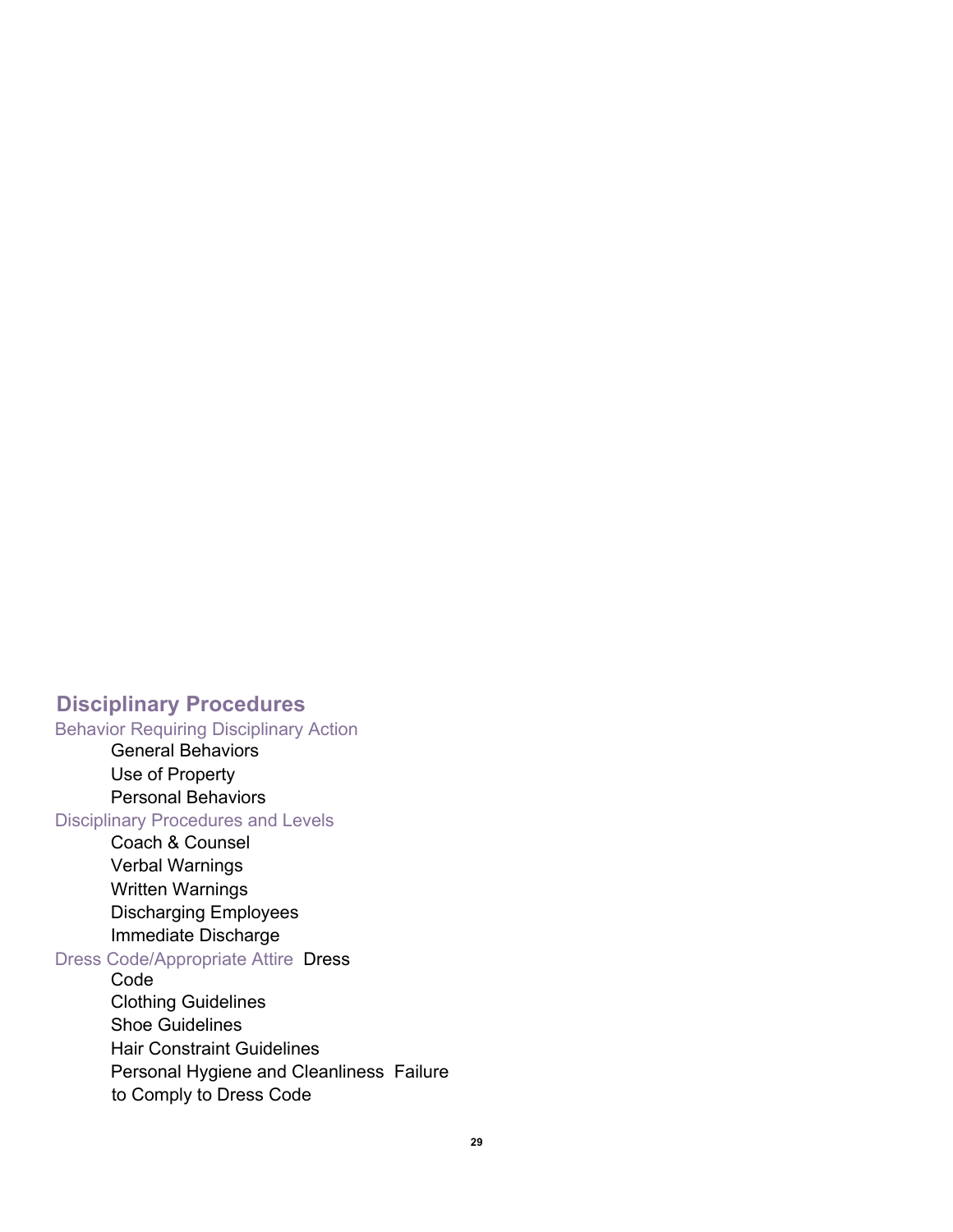## Disciplinary Procedures

### Behavior Requiring Disciplinary Action

- General Behaviors
- Use of Property
- Personal Behaviors

### Disciplinary Procedures and Levels

- Coach & Counsel
- Verbal Warnings
- Written Warnings
- Discharging Employees
- Immediate Discharge

### Dress Code/Appropriate Attire

- Dress Code
- Clothing Guidelines
- Shoe Guidelines
- Hair Constraint Guidelines
- Personal Hygiene and Cleanliness
- Failure to Comply to Dress Code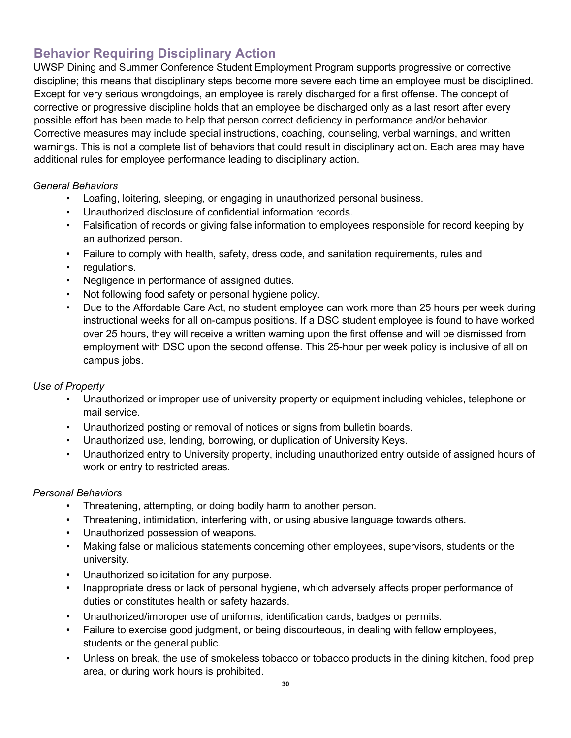## Behavior Requiring Disciplinary Action

UWSP Dining and Summer Conference Student Employment Program supports progressive or corrective discipline; this means that disciplinary steps become more severe each time an employee must be disciplined. Except for very serious wrongdoings, an employee is rarely discharged for a first offense. The concept of corrective or progressive discipline holds that an employee be discharged only as a last resort after every possible effort has been made to help that person correct deficiency in performance and/or behavior. Corrective measures may include special instructions, coaching, counseling, verbal warnings, and written warnings. This is not a complete list of behaviors that could result in disciplinary action. Each area may have additional rules for employee performance leading to disciplinary action.

*General Behaviors*

- Loafing, loitering, sleeping, or engaging in unauthorized personal business.
- Unauthorized disclosure of confidential information records.
- Falsification of records or giving false information to employees responsible for record keeping by an authorized person.
- Failure to comply with health, safety, dress code, and sanitation requirements, rules and
- regulations.
- Negligence in performance of assigned duties.
- Not following food safety or personal hygiene policy.
- Due to the Affordable Care Act, no student employee can work more than 25 hours per week during instructional weeks for all on-campus positions. If a DSC student employee is found to have worked over 25 hours, they will receive a written warning upon the first offense and will be dismissed from employment with DSC upon the second offense. This 25-hour per week policy is inclusive of all on campus jobs.

*Use of Property*

- Unauthorized or improper use of university property or equipment including vehicles, telephone or mail service.
- Unauthorized posting or removal of notices or signs from bulletin boards.
- Unauthorized use, lending, borrowing, or duplication of University Keys.
- Unauthorized entry to University property, including unauthorized entry outside of assigned hours of work or entry to restricted areas.

*Personal Behaviors*

- Threatening, attempting, or doing bodily harm to another person.
- Threatening, intimidation, interfering with, or using abusive language towards others.
- Unauthorized possession of weapons.
- Making false or malicious statements concerning other employees, supervisors, students or the university.
- Unauthorized solicitation for any purpose.
- Inappropriate dress or lack of personal hygiene, which adversely affects proper performance of duties or constitutes health or safety hazards.
- Unauthorized/improper use of uniforms, identification cards, badges or permits.
- Failure to exercise good judgment, or being discourteous, in dealing with fellow employees, students or the general public.
- Unless on break, the use of smokeless tobacco or tobacco products in the dining kitchen, food prep area, or during work hours is prohibited.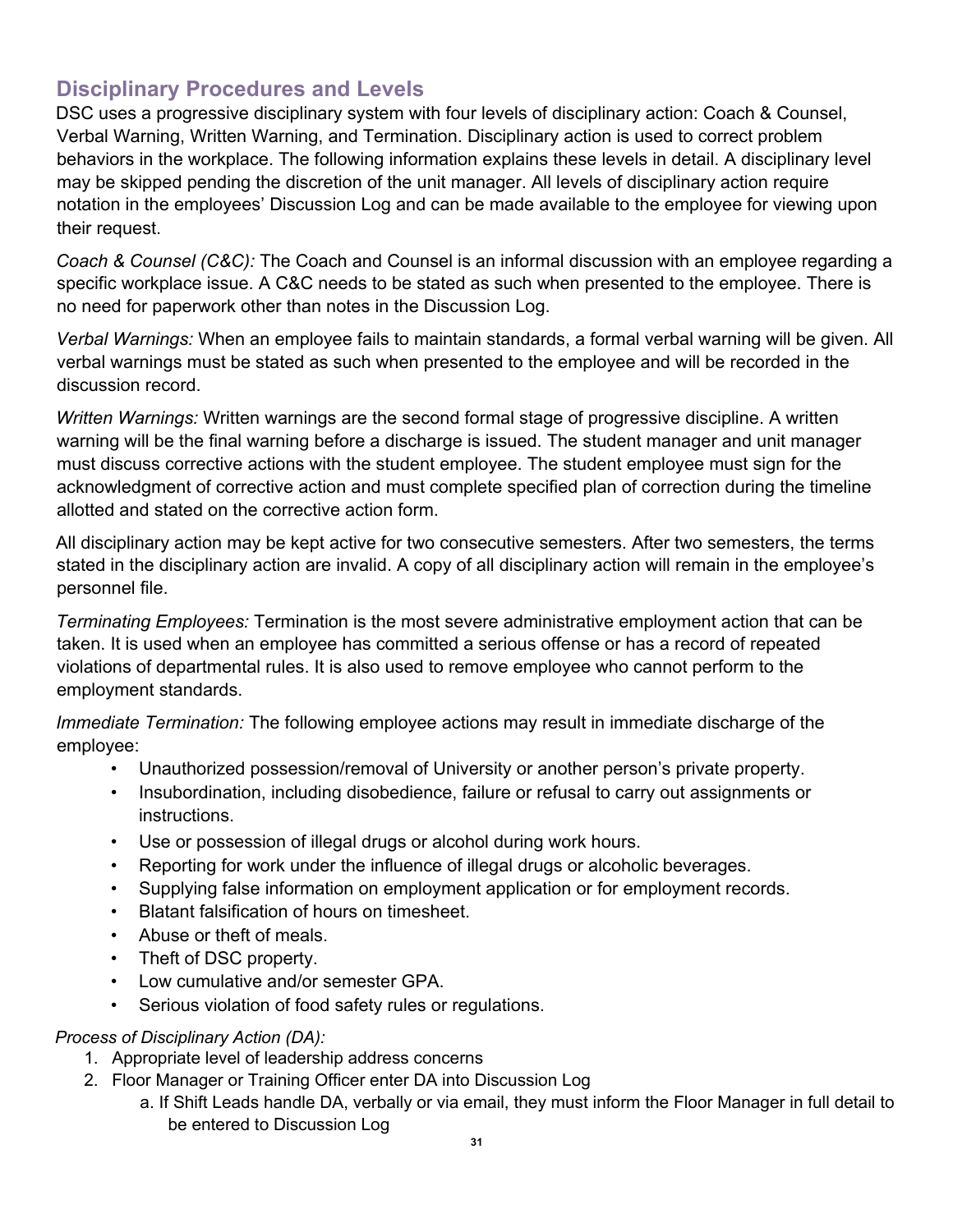## Disciplinary Procedures and Levels

DSC uses a progressive disciplinary system with four levels of disciplinary action: Coach & Counsel, Verbal Warning, Written Warning, and Termination. Disciplinary action is used to correct problem behaviors in the workplace. The following information explains these levels in detail. A disciplinary level may be skipped pending the discretion of the unit manager. All levels of disciplinary action require notation in the employees' Discussion Log and can be made available to the employee for viewing upon their request.

*Coach & Counsel (C&C):* The Coach and Counsel is an informal discussion with an employee regarding a specific workplace issue. A C&C needs to be stated as such when presented to the employee. There is no need for paperwork other than notes in the Discussion Log.

*Verbal Warnings:* When an employee fails to maintain standards, a formal verbal warning will be given. All verbal warnings must be stated as such when presented to the employee and will be recorded in the discussion record.

*Written Warnings:* Written warnings are the second formal stage of progressive discipline. A written warning will be the final warning before a discharge is issued. The student manager and unit manager must discuss corrective actions with the student employee. The student employee must sign for the acknowledgment of corrective action and must complete specified plan of correction during the timeline allotted and stated on the corrective action form.

All disciplinary action may be kept active for two consecutive semesters. After two semesters, the terms stated in the disciplinary action are invalid. A copy of all disciplinary action will remain in the employee's personnel file.

*Terminating Employees:* Termination is the most severe administrative employment action that can be taken. It is used when an employee has committed a serious offense or has a record of repeated violations of departmental rules. It is also used to remove employee who cannot perform to the employment standards.

*Immediate Termination:* The following employee actions may result in immediate discharge of the employee:

- Unauthorized possession/removal of University or another person's private property.
- Insubordination, including disobedience, failure or refusal to carry out assignments or instructions.
- Use or possession of illegal drugs or alcohol during work hours.
- Reporting for work under the influence of illegal drugs or alcoholic beverages.
- Supplying false information on employment application or for employment records.
- Blatant falsification of hours on timesheet.
- Abuse or theft of meals.
- Theft of DSC property.
- Low cumulative and/or semester GPA.
- Serious violation of food safety rules or regulations.

*Process of Disciplinary Action (DA):*

1. Appropriate level of leadership address concerns
2. Floor Manager or Training Officer enter DA into Discussion Log
   a. If Shift Leads handle DA, verbally or via email, they must inform the Floor Manager in full detail to be entered to Discussion Log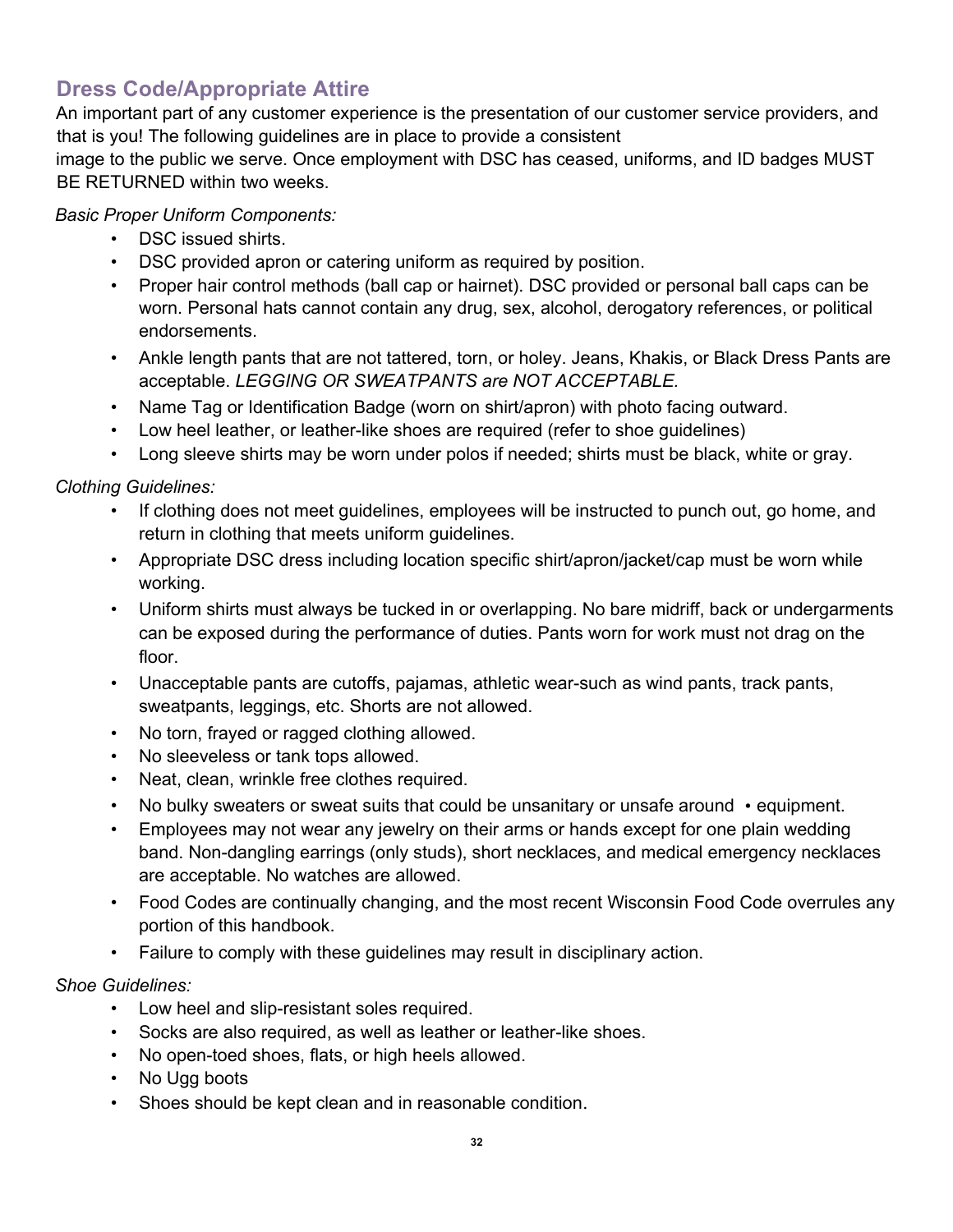## Dress Code/Appropriate Attire

An important part of any customer experience is the presentation of our customer service providers, and that is you! The following guidelines are in place to provide a consistent image to the public we serve. Once employment with DSC has ceased, uniforms, and ID badges MUST BE RETURNED within two weeks.

*Basic Proper Uniform Components:*

- DSC issued shirts.
- DSC provided apron or catering uniform as required by position.
- Proper hair control methods (ball cap or hairnet). DSC provided or personal ball caps can be worn. Personal hats cannot contain any drug, sex, alcohol, derogatory references, or political endorsements.
- Ankle length pants that are not tattered, torn, or holey. Jeans, Khakis, or Black Dress Pants are acceptable. *LEGGING OR SWEATPANTS are NOT ACCEPTABLE.*
- Name Tag or Identification Badge (worn on shirt/apron) with photo facing outward.
- Low heel leather, or leather-like shoes are required (refer to shoe guidelines)
- Long sleeve shirts may be worn under polos if needed; shirts must be black, white or gray.

*Clothing Guidelines:*

- If clothing does not meet guidelines, employees will be instructed to punch out, go home, and return in clothing that meets uniform guidelines.
- Appropriate DSC dress including location specific shirt/apron/jacket/cap must be worn while working.
- Uniform shirts must always be tucked in or overlapping. No bare midriff, back or undergarments can be exposed during the performance of duties. Pants worn for work must not drag on the floor.
- Unacceptable pants are cutoffs, pajamas, athletic wear-such as wind pants, track pants, sweatpants, leggings, etc. Shorts are not allowed.
- No torn, frayed or ragged clothing allowed.
- No sleeveless or tank tops allowed.
- Neat, clean, wrinkle free clothes required.
- No bulky sweaters or sweat suits that could be unsanitary or unsafe around • equipment.
- Employees may not wear any jewelry on their arms or hands except for one plain wedding band. Non-dangling earrings (only studs), short necklaces, and medical emergency necklaces are acceptable. No watches are allowed.
- Food Codes are continually changing, and the most recent Wisconsin Food Code overrules any portion of this handbook.
- Failure to comply with these guidelines may result in disciplinary action.

*Shoe Guidelines:*

- Low heel and slip-resistant soles required.
- Socks are also required, as well as leather or leather-like shoes.
- No open-toed shoes, flats, or high heels allowed.
- No Ugg boots
- Shoes should be kept clean and in reasonable condition.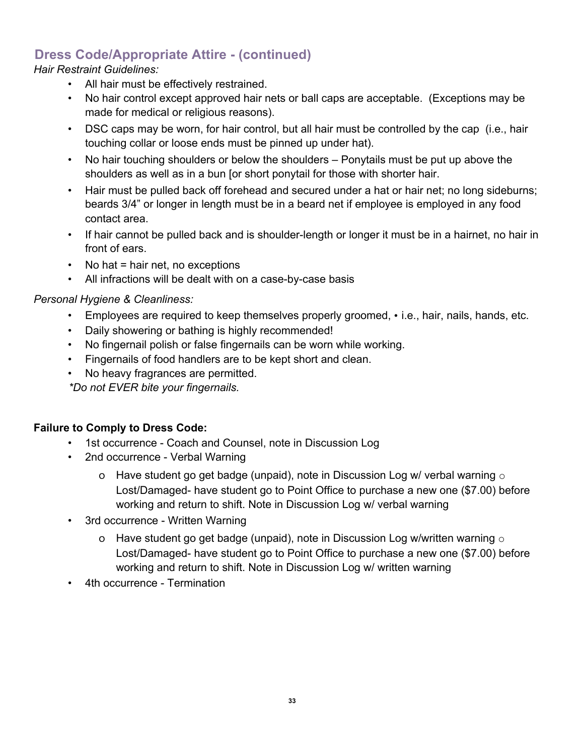## Dress Code/Appropriate Attire - (continued)

*Hair Restraint Guidelines:*

- All hair must be effectively restrained.
- No hair control except approved hair nets or ball caps are acceptable. (Exceptions may be made for medical or religious reasons).
- DSC caps may be worn, for hair control, but all hair must be controlled by the cap (i.e., hair touching collar or loose ends must be pinned up under hat).
- No hair touching shoulders or below the shoulders – Ponytails must be put up above the shoulders as well as in a bun [or short ponytail for those with shorter hair.
- Hair must be pulled back off forehead and secured under a hat or hair net; no long sideburns; beards 3/4" or longer in length must be in a beard net if employee is employed in any food contact area.
- If hair cannot be pulled back and is shoulder-length or longer it must be in a hairnet, no hair in front of ears.
- No hat = hair net, no exceptions
- All infractions will be dealt with on a case-by-case basis

*Personal Hygiene & Cleanliness:*

- Employees are required to keep themselves properly groomed, • i.e., hair, nails, hands, etc.
- Daily showering or bathing is highly recommended!
- No fingernail polish or false fingernails can be worn while working.
- Fingernails of food handlers are to be kept short and clean.
- No heavy fragrances are permitted.

*\*Do not EVER bite your fingernails.*

**Failure to Comply to Dress Code:**

- 1st occurrence - Coach and Counsel, note in Discussion Log
- 2nd occurrence - Verbal Warning
  - Have student go get badge (unpaid), note in Discussion Log w/ verbal warning
  - Lost/Damaged- have student go to Point Office to purchase a new one ($7.00) before working and return to shift. Note in Discussion Log w/ verbal warning
- 3rd occurrence - Written Warning
  - Have student go get badge (unpaid), note in Discussion Log w/written warning
  - Lost/Damaged- have student go to Point Office to purchase a new one ($7.00) before working and return to shift. Note in Discussion Log w/ written warning
- 4th occurrence - Termination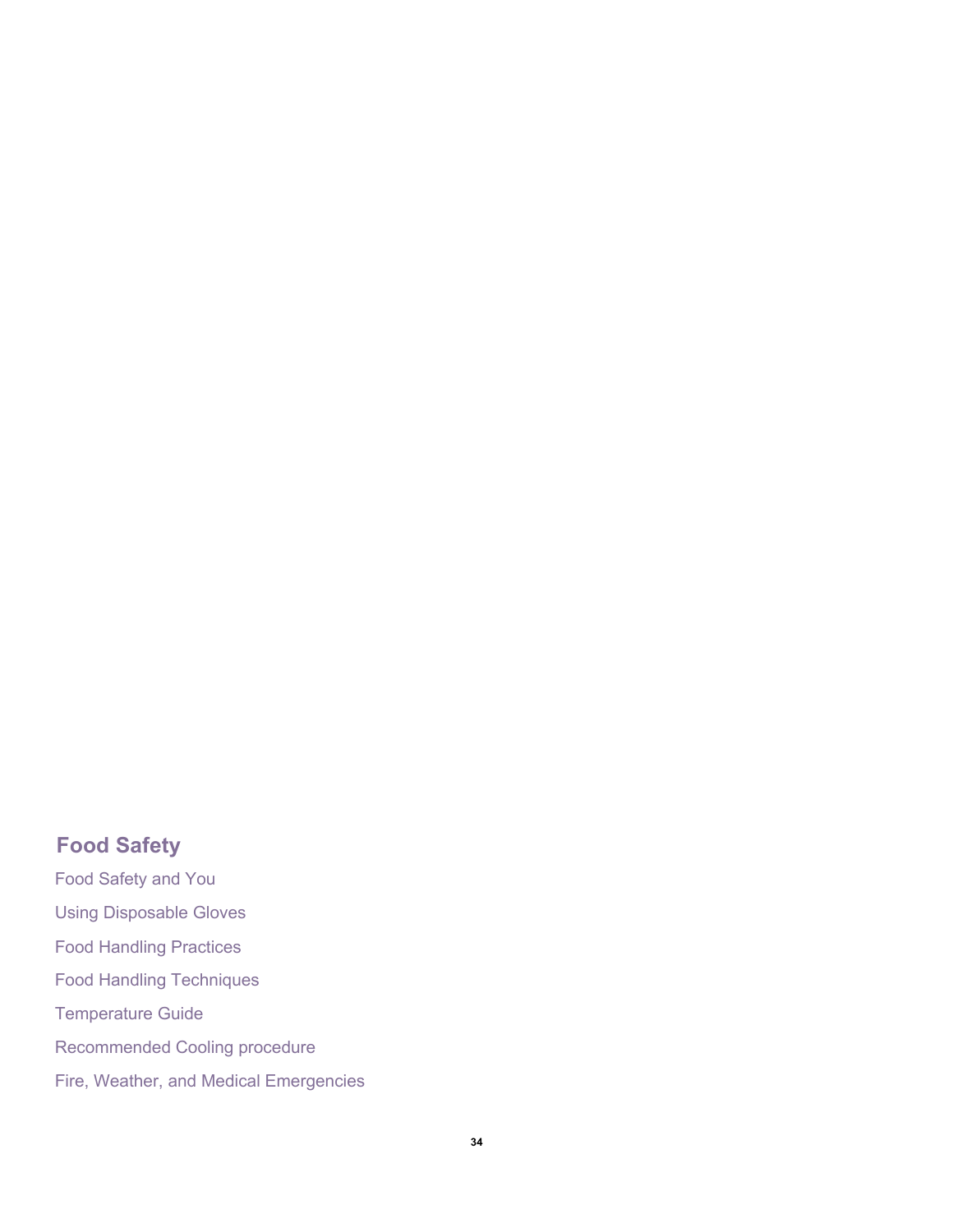## Food Safety

Food Safety and You

Using Disposable Gloves

Food Handling Practices

Food Handling Techniques

Temperature Guide

Recommended Cooling procedure

Fire, Weather, and Medical Emergencies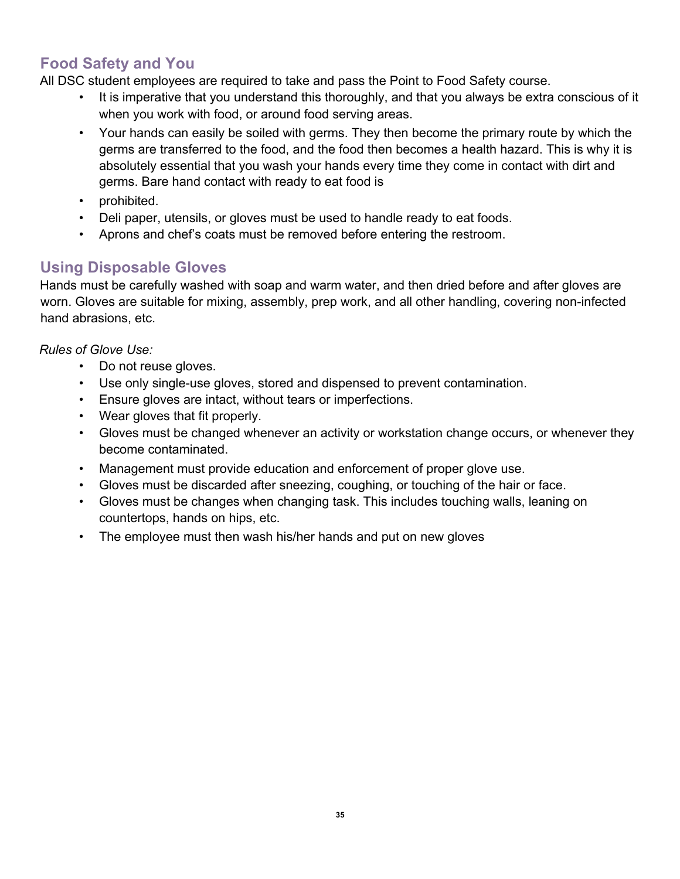## Food Safety and You

All DSC student employees are required to take and pass the Point to Food Safety course.

- It is imperative that you understand this thoroughly, and that you always be extra conscious of it when you work with food, or around food serving areas.
- Your hands can easily be soiled with germs. They then become the primary route by which the germs are transferred to the food, and the food then becomes a health hazard. This is why it is absolutely essential that you wash your hands every time they come in contact with dirt and germs. Bare hand contact with ready to eat food is
- prohibited.
- Deli paper, utensils, or gloves must be used to handle ready to eat foods.
- Aprons and chef's coats must be removed before entering the restroom.

## Using Disposable Gloves

Hands must be carefully washed with soap and warm water, and then dried before and after gloves are worn. Gloves are suitable for mixing, assembly, prep work, and all other handling, covering non-infected hand abrasions, etc.

*Rules of Glove Use:*

- Do not reuse gloves.
- Use only single-use gloves, stored and dispensed to prevent contamination.
- Ensure gloves are intact, without tears or imperfections.
- Wear gloves that fit properly.
- Gloves must be changed whenever an activity or workstation change occurs, or whenever they become contaminated.
- Management must provide education and enforcement of proper glove use.
- Gloves must be discarded after sneezing, coughing, or touching of the hair or face.
- Gloves must be changes when changing task. This includes touching walls, leaning on countertops, hands on hips, etc.
- The employee must then wash his/her hands and put on new gloves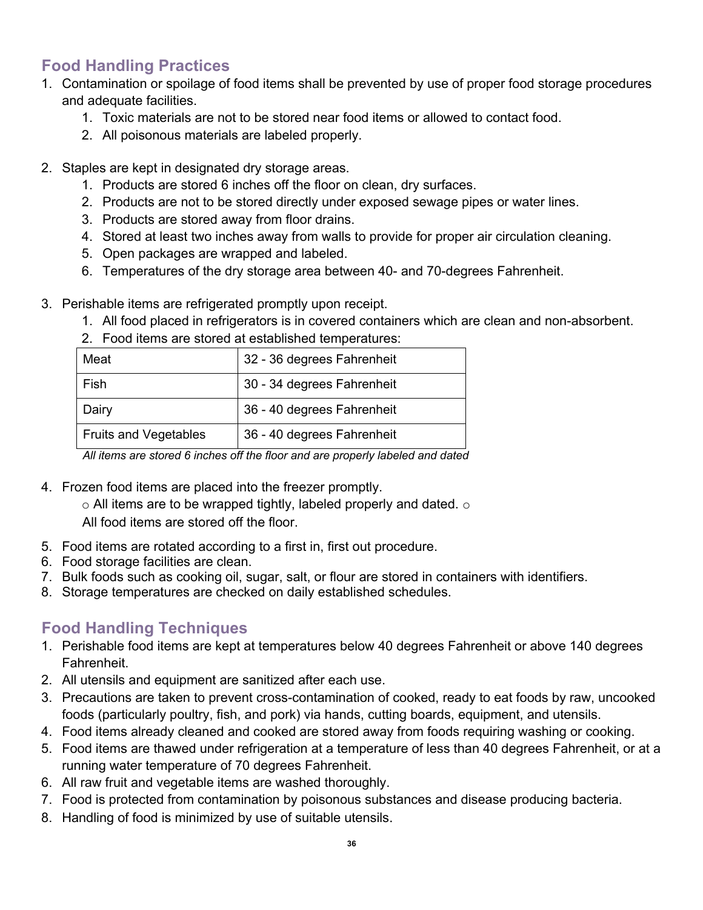## Food Handling Practices

1. Contamination or spoilage of food items shall be prevented by use of proper food storage procedures and adequate facilities.
    1. Toxic materials are not to be stored near food items or allowed to contact food.
    2. All poisonous materials are labeled properly.

2. Staples are kept in designated dry storage areas.
    1. Products are stored 6 inches off the floor on clean, dry surfaces.
    2. Products are not to be stored directly under exposed sewage pipes or water lines.
    3. Products are stored away from floor drains.
    4. Stored at least two inches away from walls to provide for proper air circulation cleaning.
    5. Open packages are wrapped and labeled.
    6. Temperatures of the dry storage area between 40- and 70-degrees Fahrenheit.

3. Perishable items are refrigerated promptly upon receipt.
    1. All food placed in refrigerators is in covered containers which are clean and non-absorbent.
    2. Food items are stored at established temperatures:

| Meat | 32 - 36 degrees Fahrenheit |
|---|---|
| Fish | 30 - 34 degrees Fahrenheit |
| Dairy | 36 - 40 degrees Fahrenheit |
| Fruits and Vegetables | 36 - 40 degrees Fahrenheit |

*All items are stored 6 inches off the floor and are properly labeled and dated*

4. Frozen food items are placed into the freezer promptly.
    - All items are to be wrapped tightly, labeled properly and dated.
    - All food items are stored off the floor.
5. Food items are rotated according to a first in, first out procedure.
6. Food storage facilities are clean.
7. Bulk foods such as cooking oil, sugar, salt, or flour are stored in containers with identifiers.
8. Storage temperatures are checked on daily established schedules.

## Food Handling Techniques

1. Perishable food items are kept at temperatures below 40 degrees Fahrenheit or above 140 degrees Fahrenheit.
2. All utensils and equipment are sanitized after each use.
3. Precautions are taken to prevent cross-contamination of cooked, ready to eat foods by raw, uncooked foods (particularly poultry, fish, and pork) via hands, cutting boards, equipment, and utensils.
4. Food items already cleaned and cooked are stored away from foods requiring washing or cooking.
5. Food items are thawed under refrigeration at a temperature of less than 40 degrees Fahrenheit, or at a running water temperature of 70 degrees Fahrenheit.
6. All raw fruit and vegetable items are washed thoroughly.
7. Food is protected from contamination by poisonous substances and disease producing bacteria.
8. Handling of food is minimized by use of suitable utensils.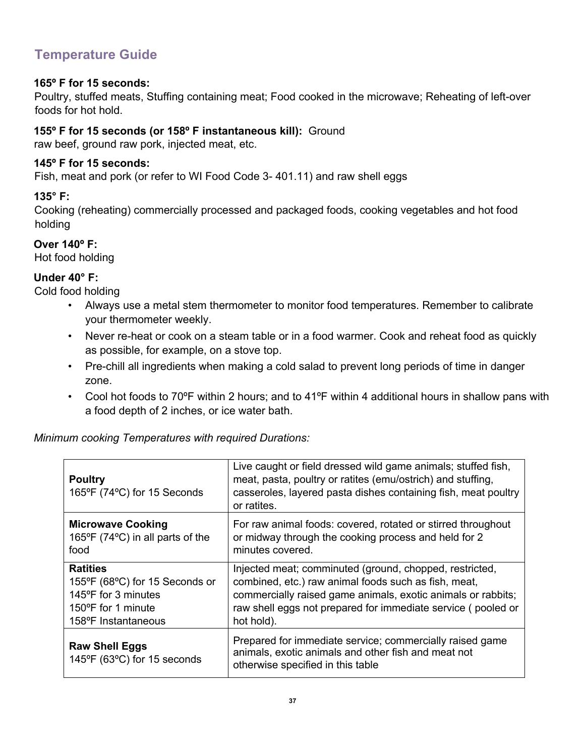## Temperature Guide

**165º F for 15 seconds:**
Poultry, stuffed meats, Stuffing containing meat; Food cooked in the microwave; Reheating of left-over foods for hot hold.

**155º F for 15 seconds (or 158º F instantaneous kill):** Ground raw beef, ground raw pork, injected meat, etc.

**145º F for 15 seconds:**
Fish, meat and pork (or refer to WI Food Code 3- 401.11) and raw shell eggs

**135° F:**
Cooking (reheating) commercially processed and packaged foods, cooking vegetables and hot food holding

**Over 140º F:**
Hot food holding

**Under 40° F:**
Cold food holding

- Always use a metal stem thermometer to monitor food temperatures. Remember to calibrate your thermometer weekly.
- Never re-heat or cook on a steam table or in a food warmer. Cook and reheat food as quickly as possible, for example, on a stove top.
- Pre-chill all ingredients when making a cold salad to prevent long periods of time in danger zone.
- Cool hot foods to 70ºF within 2 hours; and to 41ºF within 4 additional hours in shallow pans with a food depth of 2 inches, or ice water bath.

*Minimum cooking Temperatures with required Durations:*

| | |
|---|---|
| **Poultry**<br>165ºF (74ºC) for 15 Seconds | Live caught or field dressed wild game animals; stuffed fish, meat, pasta, poultry or ratites (emu/ostrich) and stuffing, casseroles, layered pasta dishes containing fish, meat poultry or ratites. |
| **Microwave Cooking**<br>165ºF (74ºC) in all parts of the food | For raw animal foods: covered, rotated or stirred throughout or midway through the cooking process and held for 2 minutes covered. |
| **Ratities**<br>155ºF (68ºC) for 15 Seconds or<br>145ºF for 3 minutes<br>150ºF for 1 minute<br>158ºF Instantaneous | Injected meat; comminuted (ground, chopped, restricted, combined, etc.) raw animal foods such as fish, meat, commercially raised game animals, exotic animals or rabbits; raw shell eggs not prepared for immediate service ( pooled or hot hold). |
| **Raw Shell Eggs**<br>145ºF (63ºC) for 15 seconds | Prepared for immediate service; commercially raised game animals, exotic animals and other fish and meat not otherwise specified in this table |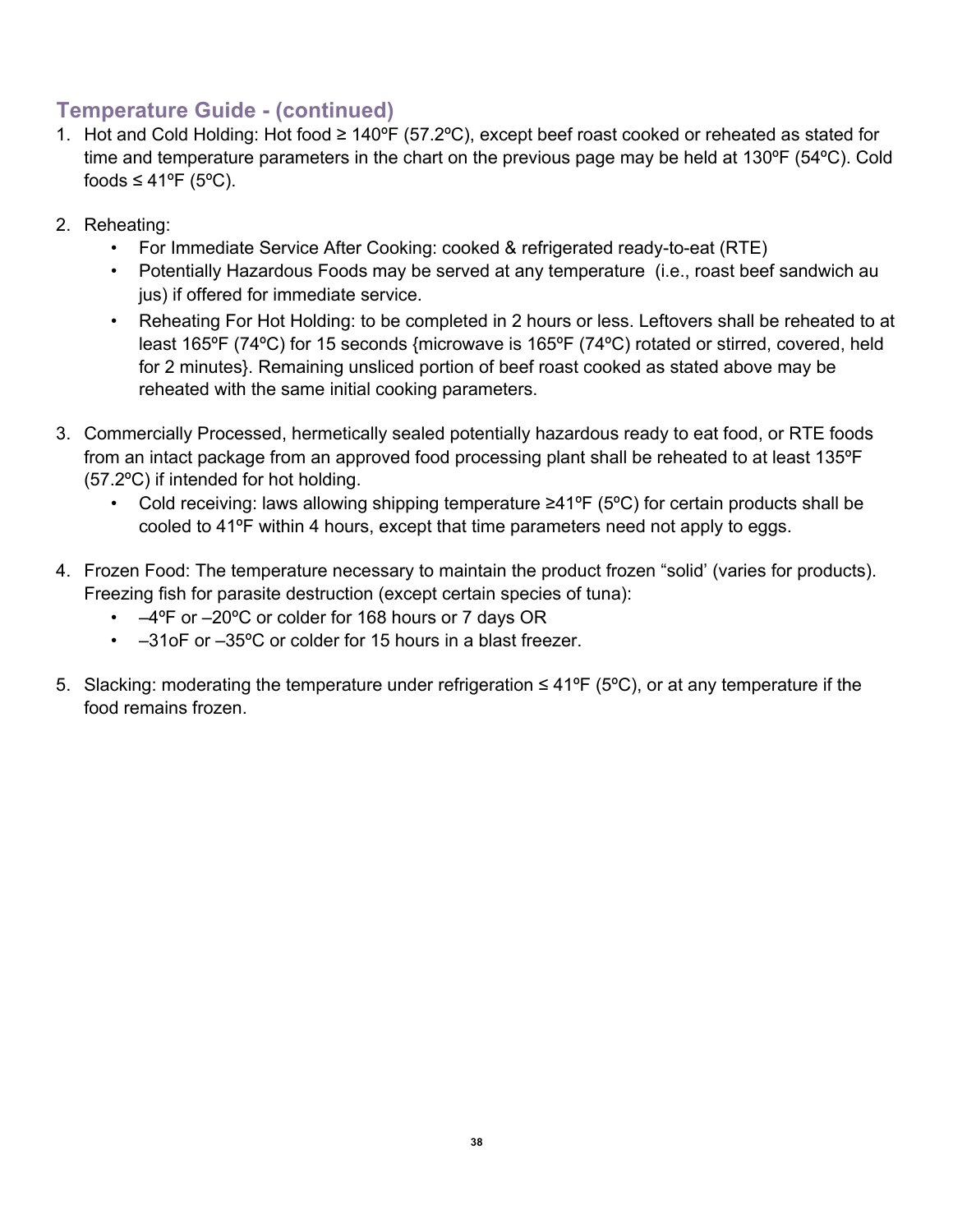## Temperature Guide - (continued)

1. Hot and Cold Holding: Hot food ≥ 140ºF (57.2ºC), except beef roast cooked or reheated as stated for time and temperature parameters in the chart on the previous page may be held at 130ºF (54ºC). Cold foods ≤ 41ºF (5ºC).

2. Reheating:
   - For Immediate Service After Cooking: cooked & refrigerated ready-to-eat (RTE)
   - Potentially Hazardous Foods may be served at any temperature (i.e., roast beef sandwich au jus) if offered for immediate service.
   - Reheating For Hot Holding: to be completed in 2 hours or less. Leftovers shall be reheated to at least 165ºF (74ºC) for 15 seconds {microwave is 165ºF (74ºC) rotated or stirred, covered, held for 2 minutes}. Remaining unsliced portion of beef roast cooked as stated above may be reheated with the same initial cooking parameters.

3. Commercially Processed, hermetically sealed potentially hazardous ready to eat food, or RTE foods from an intact package from an approved food processing plant shall be reheated to at least 135ºF (57.2ºC) if intended for hot holding.
   - Cold receiving: laws allowing shipping temperature ≥41ºF (5ºC) for certain products shall be cooled to 41ºF within 4 hours, except that time parameters need not apply to eggs.

4. Frozen Food: The temperature necessary to maintain the product frozen "solid' (varies for products). Freezing fish for parasite destruction (except certain species of tuna):
   - –4ºF or –20ºC or colder for 168 hours or 7 days OR
   - –31oF or –35ºC or colder for 15 hours in a blast freezer.

5. Slacking: moderating the temperature under refrigeration ≤ 41ºF (5ºC), or at any temperature if the food remains frozen.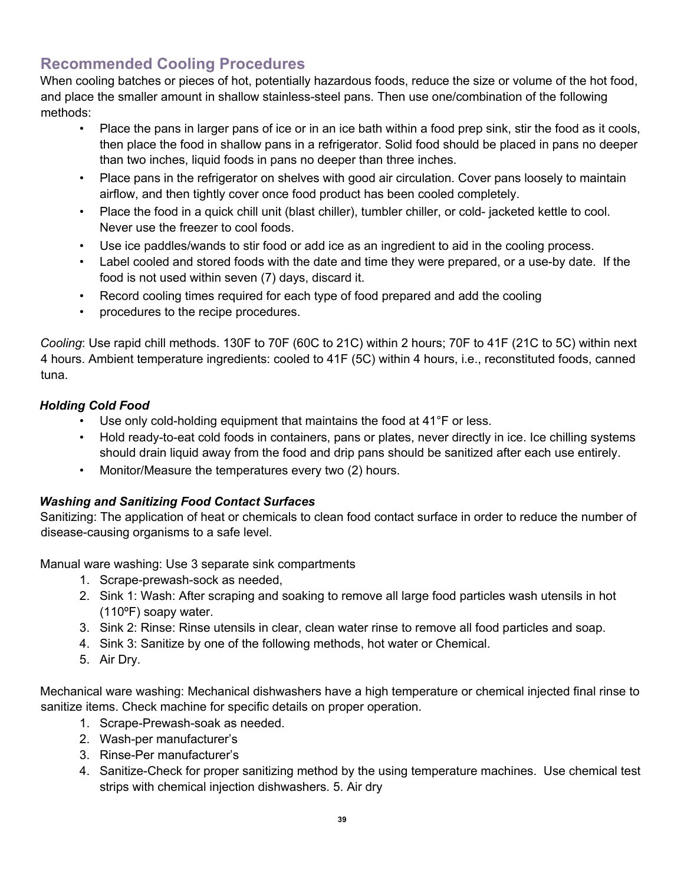## Recommended Cooling Procedures

When cooling batches or pieces of hot, potentially hazardous foods, reduce the size or volume of the hot food, and place the smaller amount in shallow stainless-steel pans. Then use one/combination of the following methods:

- Place the pans in larger pans of ice or in an ice bath within a food prep sink, stir the food as it cools, then place the food in shallow pans in a refrigerator. Solid food should be placed in pans no deeper than two inches, liquid foods in pans no deeper than three inches.
- Place pans in the refrigerator on shelves with good air circulation. Cover pans loosely to maintain airflow, and then tightly cover once food product has been cooled completely.
- Place the food in a quick chill unit (blast chiller), tumbler chiller, or cold- jacketed kettle to cool. Never use the freezer to cool foods.
- Use ice paddles/wands to stir food or add ice as an ingredient to aid in the cooling process.
- Label cooled and stored foods with the date and time they were prepared, or a use-by date. If the food is not used within seven (7) days, discard it.
- Record cooling times required for each type of food prepared and add the cooling
- procedures to the recipe procedures.

*Cooling*: Use rapid chill methods. 130F to 70F (60C to 21C) within 2 hours; 70F to 41F (21C to 5C) within next 4 hours. Ambient temperature ingredients: cooled to 41F (5C) within 4 hours, i.e., reconstituted foods, canned tuna.

### *Holding Cold Food*

- Use only cold-holding equipment that maintains the food at 41°F or less.
- Hold ready-to-eat cold foods in containers, pans or plates, never directly in ice. Ice chilling systems should drain liquid away from the food and drip pans should be sanitized after each use entirely.
- Monitor/Measure the temperatures every two (2) hours.

### *Washing and Sanitizing Food Contact Surfaces*

Sanitizing: The application of heat or chemicals to clean food contact surface in order to reduce the number of disease-causing organisms to a safe level.

Manual ware washing: Use 3 separate sink compartments

1. Scrape-prewash-sock as needed,
2. Sink 1: Wash: After scraping and soaking to remove all large food particles wash utensils in hot (110ºF) soapy water.
3. Sink 2: Rinse: Rinse utensils in clear, clean water rinse to remove all food particles and soap.
4. Sink 3: Sanitize by one of the following methods, hot water or Chemical.
5. Air Dry.

Mechanical ware washing: Mechanical dishwashers have a high temperature or chemical injected final rinse to sanitize items. Check machine for specific details on proper operation.

1. Scrape-Prewash-soak as needed.
2. Wash-per manufacturer's
3. Rinse-Per manufacturer's
4. Sanitize-Check for proper sanitizing method by the using temperature machines. Use chemical test strips with chemical injection dishwashers. 5. Air dry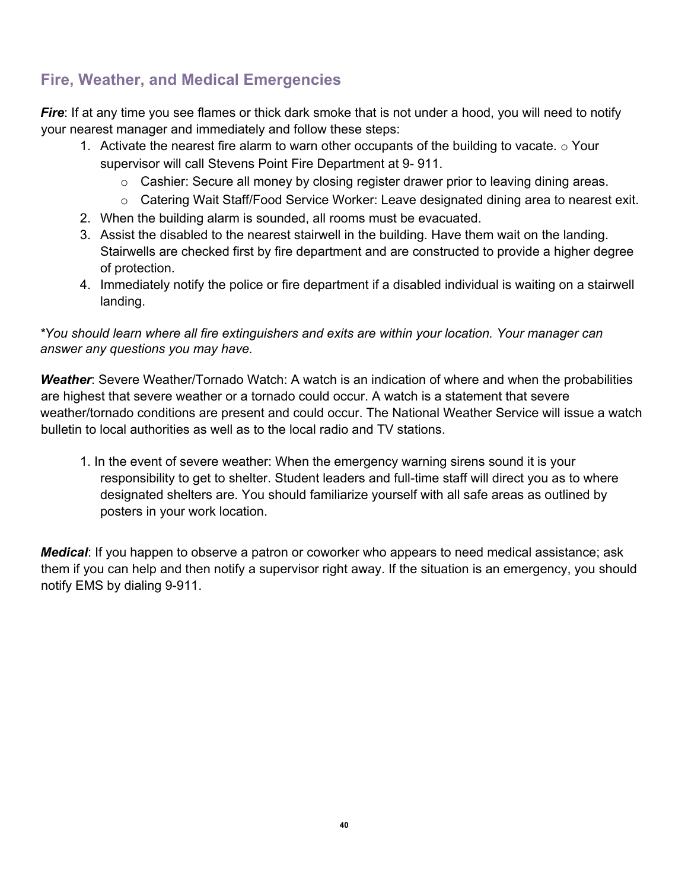## Fire, Weather, and Medical Emergencies

***Fire***: If at any time you see flames or thick dark smoke that is not under a hood, you will need to notify your nearest manager and immediately and follow these steps:

1. Activate the nearest fire alarm to warn other occupants of the building to vacate. ○ Your supervisor will call Stevens Point Fire Department at 9- 911.
   - Cashier: Secure all money by closing register drawer prior to leaving dining areas.
   - Catering Wait Staff/Food Service Worker: Leave designated dining area to nearest exit.
2. When the building alarm is sounded, all rooms must be evacuated.
3. Assist the disabled to the nearest stairwell in the building. Have them wait on the landing. Stairwells are checked first by fire department and are constructed to provide a higher degree of protection.
4. Immediately notify the police or fire department if a disabled individual is waiting on a stairwell landing.

**You should learn where all fire extinguishers and exits are within your location. Your manager can answer any questions you may have.*

***Weather***: Severe Weather/Tornado Watch: A watch is an indication of where and when the probabilities are highest that severe weather or a tornado could occur. A watch is a statement that severe weather/tornado conditions are present and could occur. The National Weather Service will issue a watch bulletin to local authorities as well as to the local radio and TV stations.

1. In the event of severe weather: When the emergency warning sirens sound it is your responsibility to get to shelter. Student leaders and full-time staff will direct you as to where designated shelters are. You should familiarize yourself with all safe areas as outlined by posters in your work location.

***Medical***: If you happen to observe a patron or coworker who appears to need medical assistance; ask them if you can help and then notify a supervisor right away. If the situation is an emergency, you should notify EMS by dialing 9-911.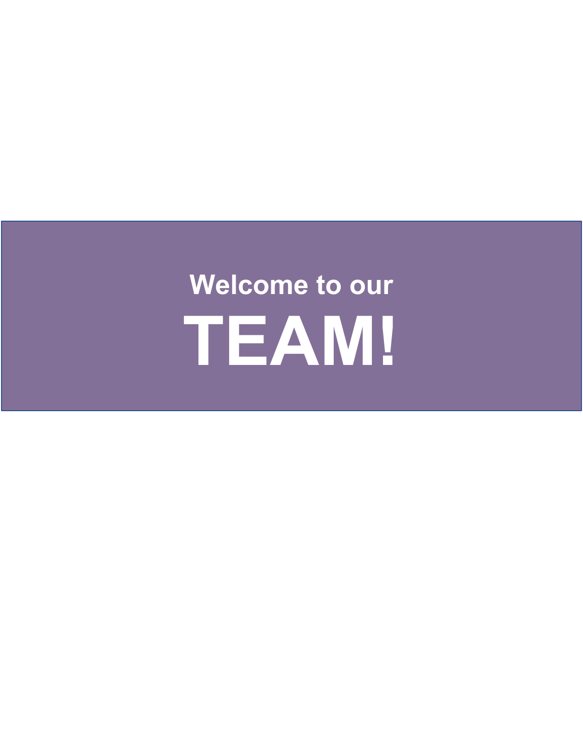Welcome to our

# TEAM!